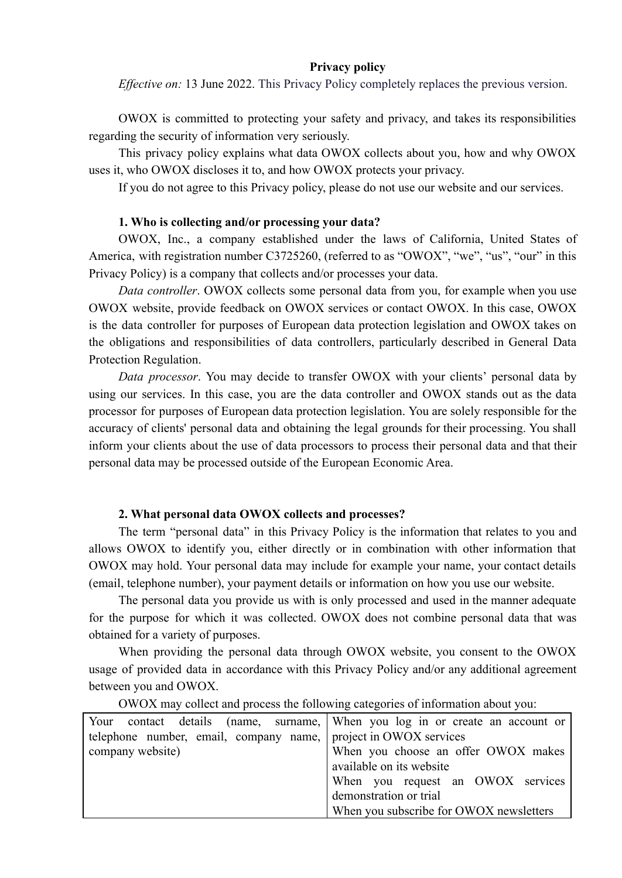# Privacy policy

*Effective on:* 13 June 2022. This Privacy Policy completely replaces the previous version.

OWOX is committed to protecting your safety and privacy, and takes its responsibilities regarding the security of information very seriously.

This privacy policy explains what data OWOX collects about you, how and why OWOX uses it, who OWOX discloses it to, and how OWOX protects your privacy.

If you do not agree to this Privacy policy, please do not use our website and our services.

## 1. Who is collecting and/or processing your data?

OWOX, Inc., a company established under the laws of California, United States of America, with registration number C3725260, (referred to as "OWOX", "we", "us", "our" in this Privacy Policy) is a company that collects and/or processes your data.

*Data controller*. OWOX collects some personal data from you, for example when you use OWOX website, provide feedback on OWOX services or contact OWOX. In this case, OWOX is the data controller for purposes of European data protection legislation and OWOX takes on the obligations and responsibilities of data controllers, particularly described in General Data Protection Regulation.

*Data processor*. You may decide to transfer OWOX with your clients' personal data by using our services. In this case, you are the data controller and OWOX stands out as the data processor for purposes of European data protection legislation. You are solely responsible for the accuracy of clients' personal data and obtaining the legal grounds for their processing. You shall inform your clients about the use of data processors to process their personal data and that their personal data may be processed outside of the European Economic Area.

## 2. What personal data OWOX collects and processes?

The term "personal data" in this Privacy Policy is the information that relates to you and allows OWOX to identify you, either directly or in combination with other information that OWOX may hold. Your personal data may include for example your name, your contact details (email, telephone number), your payment details or information on how you use our website.

The personal data you provide us with is only processed and used in the manner adequate for the purpose for which it was collected. OWOX does not combine personal data that was obtained for a variety of purposes.

When providing the personal data through OWOX website, you consent to the OWOX usage of provided data in accordance with this Privacy Policy and/or any additional agreement between you and OWOX.

OWOX may collect and process the following categories of information about you:

| | |
|---|---|
| Your contact details (name, surname, telephone number, email, company name, company website) | When you log in or create an account or project in OWOX services<br>When you choose an offer OWOX makes available on its website<br>When you request an OWOX services demonstration or trial<br>When you subscribe for OWOX newsletters |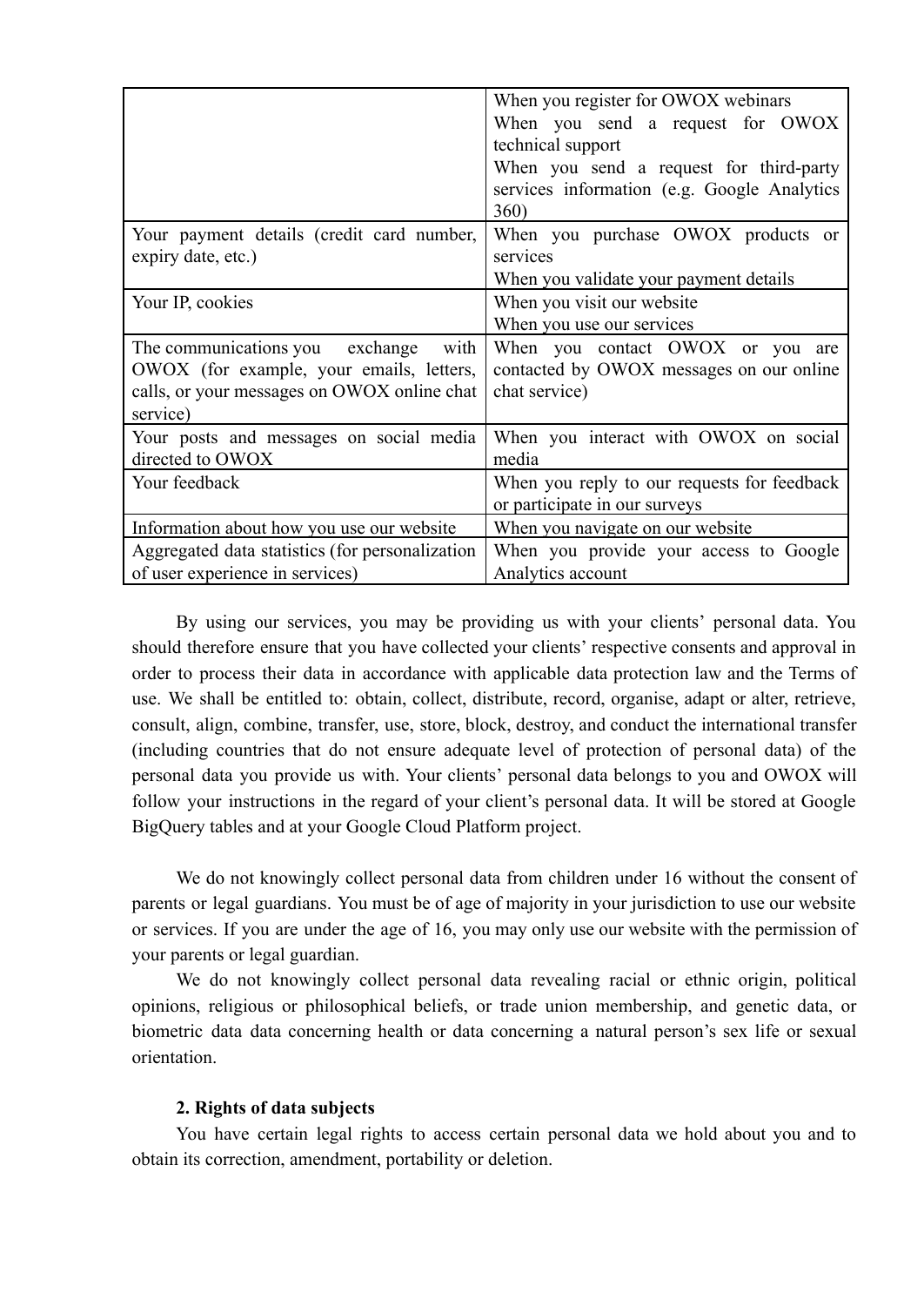| | |
|---|---|
| | When you register for OWOX webinars<br>When you send a request for OWOX technical support<br>When you send a request for third-party services information (e.g. Google Analytics 360) |
| Your payment details (credit card number, expiry date, etc.) | When you purchase OWOX products or services<br>When you validate your payment details |
| Your IP, cookies | When you visit our website<br>When you use our services |
| The communications you exchange with OWOX (for example, your emails, letters, calls, or your messages on OWOX online chat service) | When you contact OWOX or you are contacted by OWOX messages on our online chat service) |
| Your posts and messages on social media directed to OWOX | When you interact with OWOX on social media |
| Your feedback | When you reply to our requests for feedback or participate in our surveys |
| Information about how you use our website | When you navigate on our website |
| Aggregated data statistics (for personalization of user experience in services) | When you provide your access to Google Analytics account |

By using our services, you may be providing us with your clients' personal data. You should therefore ensure that you have collected your clients' respective consents and approval in order to process their data in accordance with applicable data protection law and the Terms of use. We shall be entitled to: obtain, collect, distribute, record, organise, adapt or alter, retrieve, consult, align, combine, transfer, use, store, block, destroy, and conduct the international transfer (including countries that do not ensure adequate level of protection of personal data) of the personal data you provide us with. Your clients' personal data belongs to you and OWOX will follow your instructions in the regard of your client's personal data. It will be stored at Google BigQuery tables and at your Google Cloud Platform project.

We do not knowingly collect personal data from children under 16 without the consent of parents or legal guardians. You must be of age of majority in your jurisdiction to use our website or services. If you are under the age of 16, you may only use our website with the permission of your parents or legal guardian.

We do not knowingly collect personal data revealing racial or ethnic origin, political opinions, religious or philosophical beliefs, or trade union membership, and genetic data, or biometric data data concerning health or data concerning a natural person's sex life or sexual orientation.

**2. Rights of data subjects**

You have certain legal rights to access certain personal data we hold about you and to obtain its correction, amendment, portability or deletion.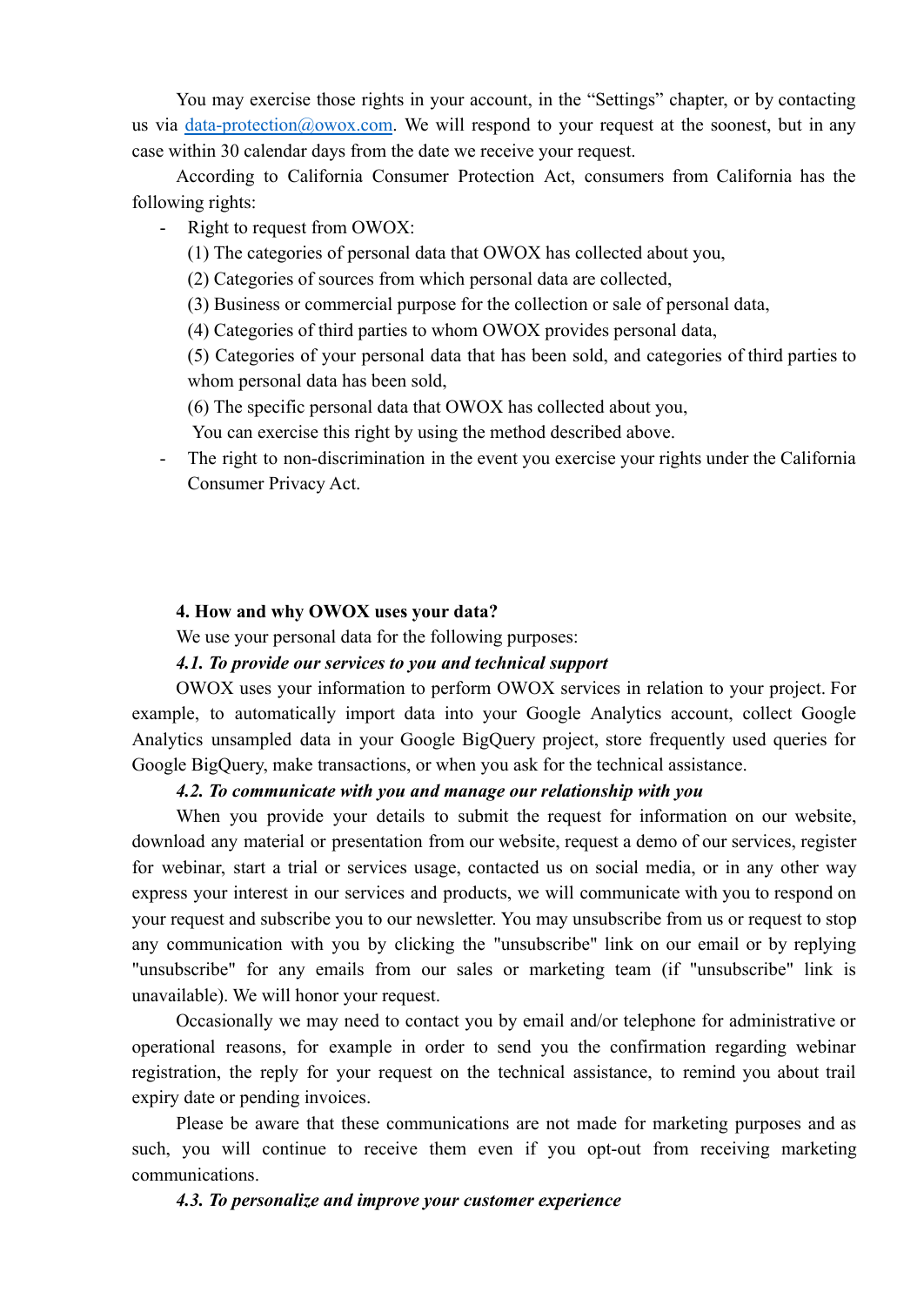You may exercise those rights in your account, in the "Settings" chapter, or by contacting us via data-protection@owox.com. We will respond to your request at the soonest, but in any case within 30 calendar days from the date we receive your request.

According to California Consumer Protection Act, consumers from California has the following rights:

- Right to request from OWOX:
  (1) The categories of personal data that OWOX has collected about you,
  (2) Categories of sources from which personal data are collected,
  (3) Business or commercial purpose for the collection or sale of personal data,
  (4) Categories of third parties to whom OWOX provides personal data,
  (5) Categories of your personal data that has been sold, and categories of third parties to whom personal data has been sold,
  (6) The specific personal data that OWOX has collected about you,
  You can exercise this right by using the method described above.
- The right to non-discrimination in the event you exercise your rights under the California Consumer Privacy Act.

**4. How and why OWOX uses your data?**

We use your personal data for the following purposes:

***4.1. To provide our services to you and technical support***

OWOX uses your information to perform OWOX services in relation to your project. For example, to automatically import data into your Google Analytics account, collect Google Analytics unsampled data in your Google BigQuery project, store frequently used queries for Google BigQuery, make transactions, or when you ask for the technical assistance.

***4.2. To communicate with you and manage our relationship with you***

When you provide your details to submit the request for information on our website, download any material or presentation from our website, request a demo of our services, register for webinar, start a trial or services usage, contacted us on social media, or in any other way express your interest in our services and products, we will communicate with you to respond on your request and subscribe you to our newsletter. You may unsubscribe from us or request to stop any communication with you by clicking the "unsubscribe" link on our email or by replying "unsubscribe" for any emails from our sales or marketing team (if "unsubscribe" link is unavailable). We will honor your request.

Occasionally we may need to contact you by email and/or telephone for administrative or operational reasons, for example in order to send you the confirmation regarding webinar registration, the reply for your request on the technical assistance, to remind you about trail expiry date or pending invoices.

Please be aware that these communications are not made for marketing purposes and as such, you will continue to receive them even if you opt-out from receiving marketing communications.

***4.3. To personalize and improve your customer experience***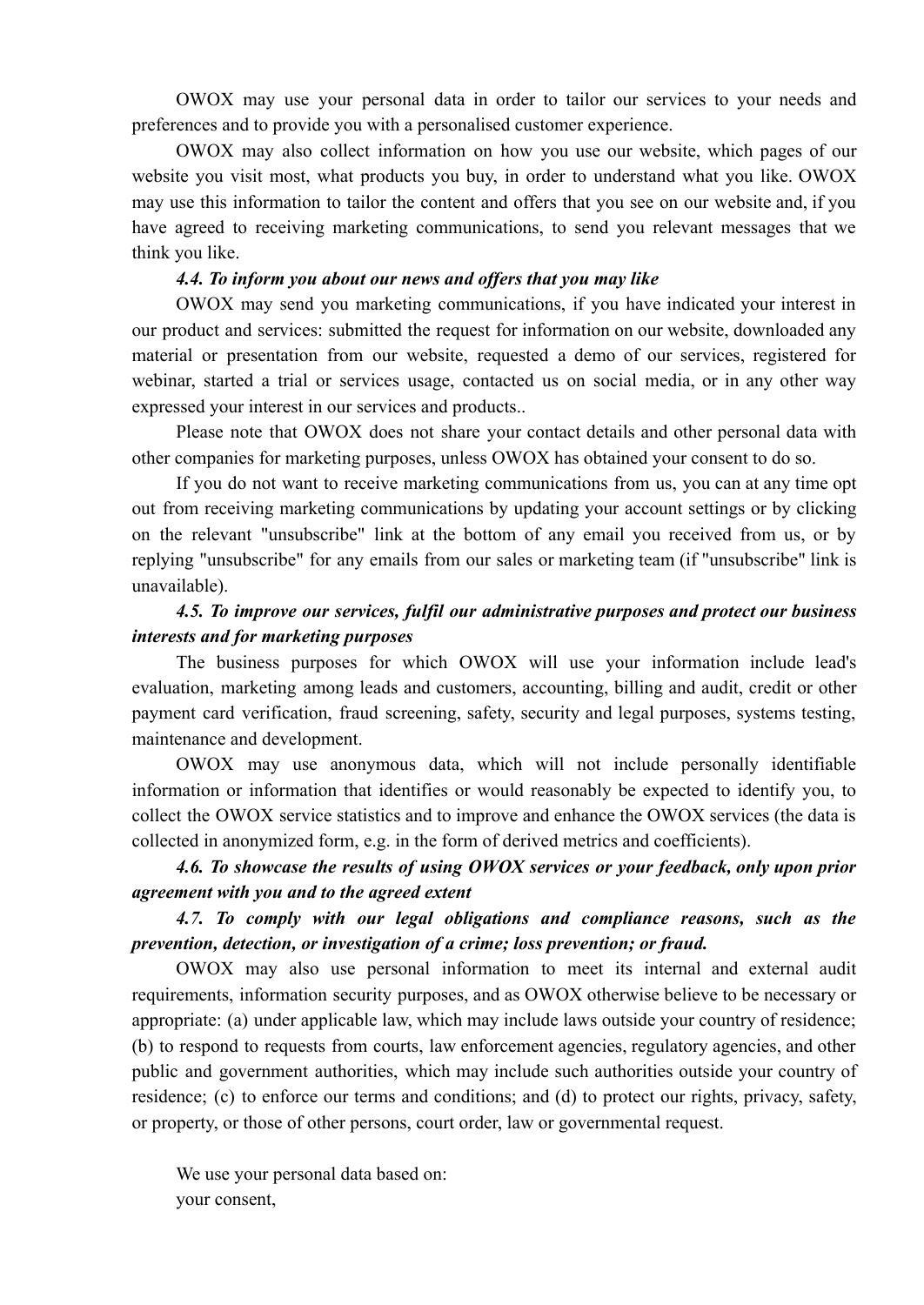OWOX may use your personal data in order to tailor our services to your needs and preferences and to provide you with a personalised customer experience.

OWOX may also collect information on how you use our website, which pages of our website you visit most, what products you buy, in order to understand what you like. OWOX may use this information to tailor the content and offers that you see on our website and, if you have agreed to receiving marketing communications, to send you relevant messages that we think you like.

***4.4. To inform you about our news and offers that you may like***

OWOX may send you marketing communications, if you have indicated your interest in our product and services: submitted the request for information on our website, downloaded any material or presentation from our website, requested a demo of our services, registered for webinar, started a trial or services usage, contacted us on social media, or in any other way expressed your interest in our services and products..

Please note that OWOX does not share your contact details and other personal data with other companies for marketing purposes, unless OWOX has obtained your consent to do so.

If you do not want to receive marketing communications from us, you can at any time opt out from receiving marketing communications by updating your account settings or by clicking on the relevant "unsubscribe" link at the bottom of any email you received from us, or by replying "unsubscribe" for any emails from our sales or marketing team (if "unsubscribe" link is unavailable).

***4.5. To improve our services, fulfil our administrative purposes and protect our business interests and for marketing purposes***

The business purposes for which OWOX will use your information include lead's evaluation, marketing among leads and customers, accounting, billing and audit, credit or other payment card verification, fraud screening, safety, security and legal purposes, systems testing, maintenance and development.

OWOX may use anonymous data, which will not include personally identifiable information or information that identifies or would reasonably be expected to identify you, to collect the OWOX service statistics and to improve and enhance the OWOX services (the data is collected in anonymized form, e.g. in the form of derived metrics and coefficients).

***4.6. To showcase the results of using OWOX services or your feedback, only upon prior agreement with you and to the agreed extent***

***4.7. To comply with our legal obligations and compliance reasons, such as the prevention, detection, or investigation of a crime; loss prevention; or fraud.***

OWOX may also use personal information to meet its internal and external audit requirements, information security purposes, and as OWOX otherwise believe to be necessary or appropriate: (a) under applicable law, which may include laws outside your country of residence; (b) to respond to requests from courts, law enforcement agencies, regulatory agencies, and other public and government authorities, which may include such authorities outside your country of residence; (c) to enforce our terms and conditions; and (d) to protect our rights, privacy, safety, or property, or those of other persons, court order, law or governmental request.

We use your personal data based on:

your consent,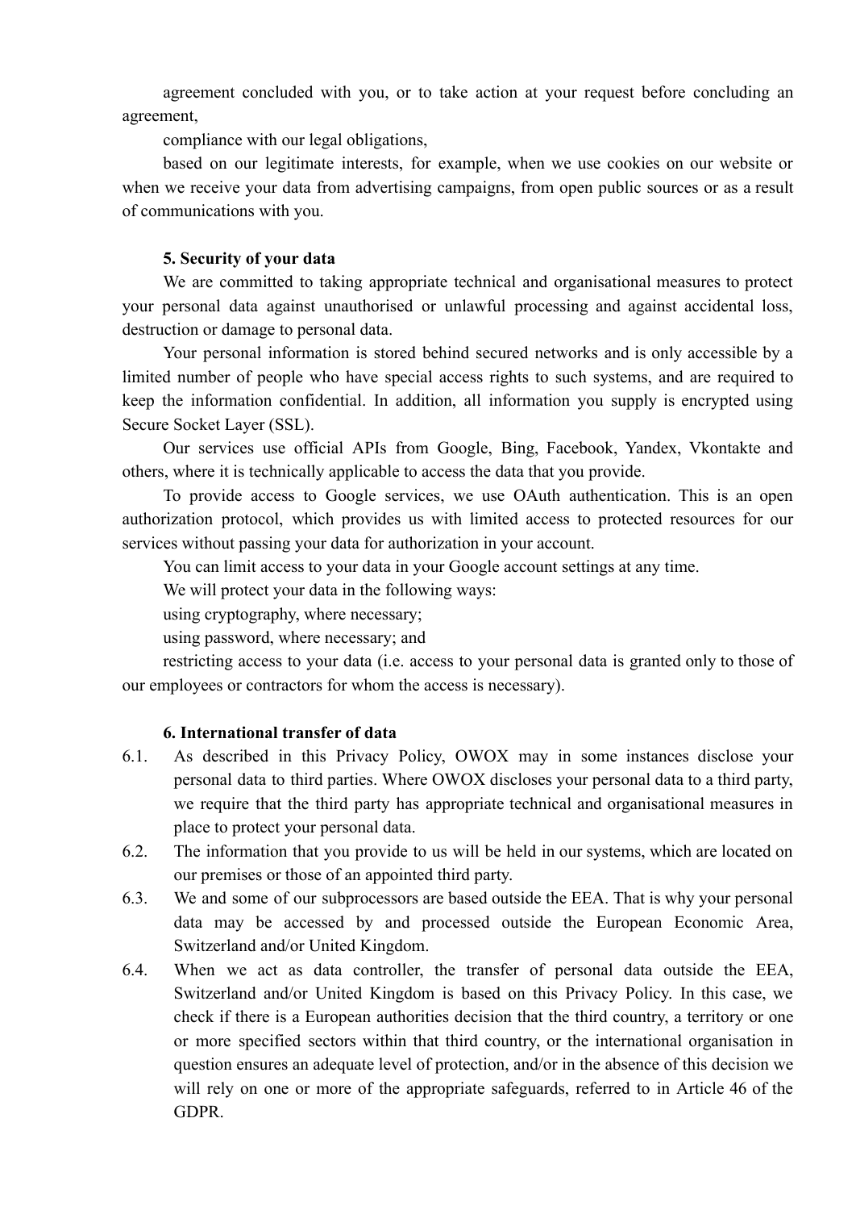agreement concluded with you, or to take action at your request before concluding an agreement,

compliance with our legal obligations,

based on our legitimate interests, for example, when we use cookies on our website or when we receive your data from advertising campaigns, from open public sources or as a result of communications with you.

**5. Security of your data**

We are committed to taking appropriate technical and organisational measures to protect your personal data against unauthorised or unlawful processing and against accidental loss, destruction or damage to personal data.

Your personal information is stored behind secured networks and is only accessible by a limited number of people who have special access rights to such systems, and are required to keep the information confidential. In addition, all information you supply is encrypted using Secure Socket Layer (SSL).

Our services use official APIs from Google, Bing, Facebook, Yandex, Vkontakte and others, where it is technically applicable to access the data that you provide.

To provide access to Google services, we use OAuth authentication. This is an open authorization protocol, which provides us with limited access to protected resources for our services without passing your data for authorization in your account.

You can limit access to your data in your Google account settings at any time.

We will protect your data in the following ways:

using cryptography, where necessary;

using password, where necessary; and

restricting access to your data (i.e. access to your personal data is granted only to those of our employees or contractors for whom the access is necessary).

**6. International transfer of data**

6.1. As described in this Privacy Policy, OWOX may in some instances disclose your personal data to third parties. Where OWOX discloses your personal data to a third party, we require that the third party has appropriate technical and organisational measures in place to protect your personal data.

6.2. The information that you provide to us will be held in our systems, which are located on our premises or those of an appointed third party.

6.3. We and some of our subprocessors are based outside the EEA. That is why your personal data may be accessed by and processed outside the European Economic Area, Switzerland and/or United Kingdom.

6.4. When we act as data controller, the transfer of personal data outside the EEA, Switzerland and/or United Kingdom is based on this Privacy Policy. In this case, we check if there is a European authorities decision that the third country, a territory or one or more specified sectors within that third country, or the international organisation in question ensures an adequate level of protection, and/or in the absence of this decision we will rely on one or more of the appropriate safeguards, referred to in Article 46 of the GDPR.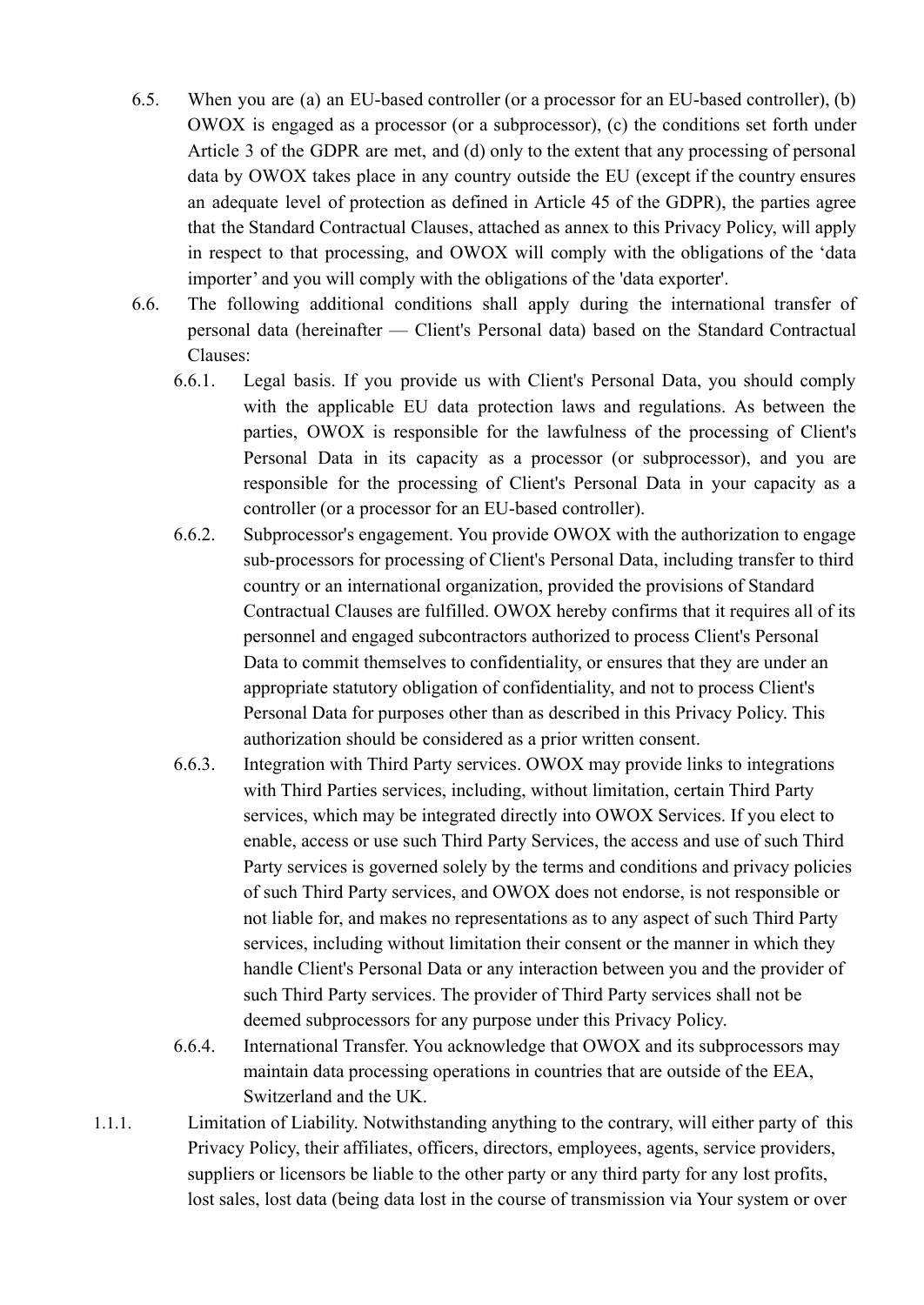6.5. When you are (a) an EU-based controller (or a processor for an EU-based controller), (b) OWOX is engaged as a processor (or a subprocessor), (c) the conditions set forth under Article 3 of the GDPR are met, and (d) only to the extent that any processing of personal data by OWOX takes place in any country outside the EU (except if the country ensures an adequate level of protection as defined in Article 45 of the GDPR), the parties agree that the Standard Contractual Clauses, attached as annex to this Privacy Policy, will apply in respect to that processing, and OWOX will comply with the obligations of the 'data importer' and you will comply with the obligations of the 'data exporter'.

6.6. The following additional conditions shall apply during the international transfer of personal data (hereinafter — Client's Personal data) based on the Standard Contractual Clauses:

6.6.1. Legal basis. If you provide us with Client's Personal Data, you should comply with the applicable EU data protection laws and regulations. As between the parties, OWOX is responsible for the lawfulness of the processing of Client's Personal Data in its capacity as a processor (or subprocessor), and you are responsible for the processing of Client's Personal Data in your capacity as a controller (or a processor for an EU-based controller).

6.6.2. Subprocessor's engagement. You provide OWOX with the authorization to engage sub-processors for processing of Client's Personal Data, including transfer to third country or an international organization, provided the provisions of Standard Contractual Clauses are fulfilled. OWOX hereby confirms that it requires all of its personnel and engaged subcontractors authorized to process Client's Personal Data to commit themselves to confidentiality, or ensures that they are under an appropriate statutory obligation of confidentiality, and not to process Client's Personal Data for purposes other than as described in this Privacy Policy. This authorization should be considered as a prior written consent.

6.6.3. Integration with Third Party services. OWOX may provide links to integrations with Third Parties services, including, without limitation, certain Third Party services, which may be integrated directly into OWOX Services. If you elect to enable, access or use such Third Party Services, the access and use of such Third Party services is governed solely by the terms and conditions and privacy policies of such Third Party services, and OWOX does not endorse, is not responsible or not liable for, and makes no representations as to any aspect of such Third Party services, including without limitation their consent or the manner in which they handle Client's Personal Data or any interaction between you and the provider of such Third Party services. The provider of Third Party services shall not be deemed subprocessors for any purpose under this Privacy Policy.

6.6.4. International Transfer. You acknowledge that OWOX and its subprocessors may maintain data processing operations in countries that are outside of the EEA, Switzerland and the UK.

1.1.1. Limitation of Liability. Notwithstanding anything to the contrary, will either party of this Privacy Policy, their affiliates, officers, directors, employees, agents, service providers, suppliers or licensors be liable to the other party or any third party for any lost profits, lost sales, lost data (being data lost in the course of transmission via Your system or over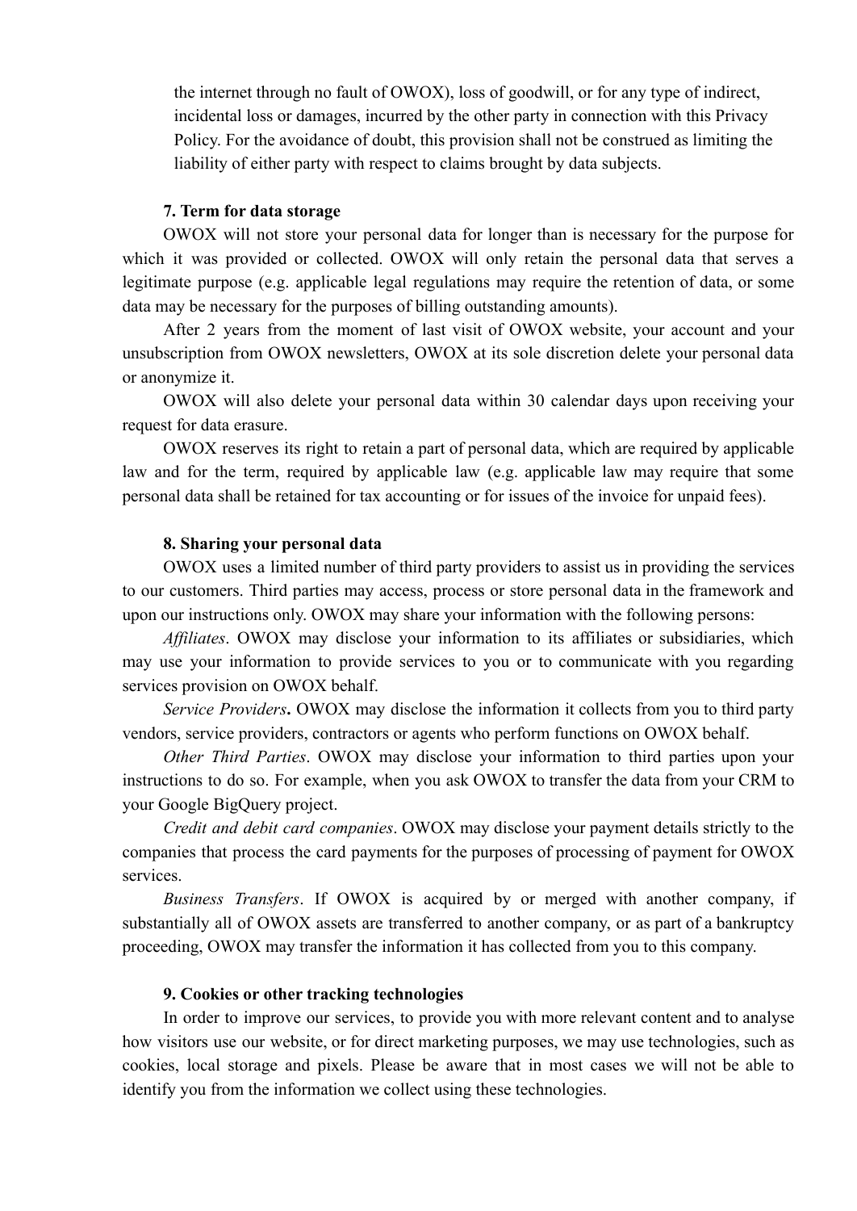the internet through no fault of OWOX), loss of goodwill, or for any type of indirect, incidental loss or damages, incurred by the other party in connection with this Privacy Policy. For the avoidance of doubt, this provision shall not be construed as limiting the liability of either party with respect to claims brought by data subjects.

**7. Term for data storage**

OWOX will not store your personal data for longer than is necessary for the purpose for which it was provided or collected. OWOX will only retain the personal data that serves a legitimate purpose (e.g. applicable legal regulations may require the retention of data, or some data may be necessary for the purposes of billing outstanding amounts).

After 2 years from the moment of last visit of OWOX website, your account and your unsubscription from OWOX newsletters, OWOX at its sole discretion delete your personal data or anonymize it.

OWOX will also delete your personal data within 30 calendar days upon receiving your request for data erasure.

OWOX reserves its right to retain a part of personal data, which are required by applicable law and for the term, required by applicable law (e.g. applicable law may require that some personal data shall be retained for tax accounting or for issues of the invoice for unpaid fees).

**8. Sharing your personal data**

OWOX uses a limited number of third party providers to assist us in providing the services to our customers. Third parties may access, process or store personal data in the framework and upon our instructions only. OWOX may share your information with the following persons:

*Affiliates*. OWOX may disclose your information to its affiliates or subsidiaries, which may use your information to provide services to you or to communicate with you regarding services provision on OWOX behalf.

*Service Providers***.** OWOX may disclose the information it collects from you to third party vendors, service providers, contractors or agents who perform functions on OWOX behalf.

*Other Third Parties*. OWOX may disclose your information to third parties upon your instructions to do so. For example, when you ask OWOX to transfer the data from your CRM to your Google BigQuery project.

*Credit and debit card companies*. OWOX may disclose your payment details strictly to the companies that process the card payments for the purposes of processing of payment for OWOX services.

*Business Transfers*. If OWOX is acquired by or merged with another company, if substantially all of OWOX assets are transferred to another company, or as part of a bankruptcy proceeding, OWOX may transfer the information it has collected from you to this company.

**9. Cookies or other tracking technologies**

In order to improve our services, to provide you with more relevant content and to analyse how visitors use our website, or for direct marketing purposes, we may use technologies, such as cookies, local storage and pixels. Please be aware that in most cases we will not be able to identify you from the information we collect using these technologies.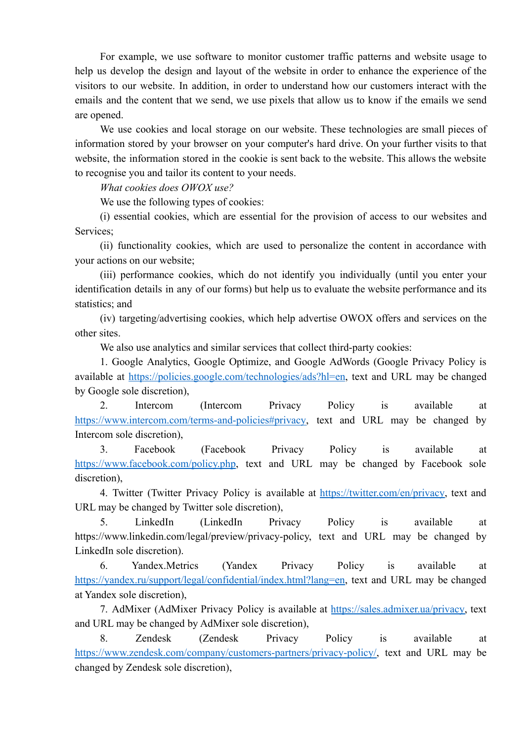For example, we use software to monitor customer traffic patterns and website usage to help us develop the design and layout of the website in order to enhance the experience of the visitors to our website. In addition, in order to understand how our customers interact with the emails and the content that we send, we use pixels that allow us to know if the emails we send are opened.

We use cookies and local storage on our website. These technologies are small pieces of information stored by your browser on your computer's hard drive. On your further visits to that website, the information stored in the cookie is sent back to the website. This allows the website to recognise you and tailor its content to your needs.

*What cookies does OWOX use?*

We use the following types of cookies:

(i) essential cookies, which are essential for the provision of access to our websites and Services;

(ii) functionality cookies, which are used to personalize the content in accordance with your actions on our website;

(iii) performance cookies, which do not identify you individually (until you enter your identification details in any of our forms) but help us to evaluate the website performance and its statistics; and

(iv) targeting/advertising cookies, which help advertise OWOX offers and services on the other sites.

We also use analytics and similar services that collect third-party cookies:

1. Google Analytics, Google Optimize, and Google AdWords (Google Privacy Policy is available at [https://policies.google.com/technologies/ads?hl=en](https://policies.google.com/technologies/ads?hl=en), text and URL may be changed by Google sole discretion),

2. Intercom (Intercom Privacy Policy is available at [https://www.intercom.com/terms-and-policies#privacy](https://www.intercom.com/terms-and-policies#privacy), text and URL may be changed by Intercom sole discretion),

3. Facebook (Facebook Privacy Policy is available at [https://www.facebook.com/policy.php](https://www.facebook.com/policy.php), text and URL may be changed by Facebook sole discretion),

4. Twitter (Twitter Privacy Policy is available at [https://twitter.com/en/privacy](https://twitter.com/en/privacy), text and URL may be changed by Twitter sole discretion),

5. LinkedIn (LinkedIn Privacy Policy is available at https://www.linkedin.com/legal/preview/privacy-policy, text and URL may be changed by LinkedIn sole discretion).

6. Yandex.Metrics (Yandex Privacy Policy is available at [https://yandex.ru/support/legal/confidential/index.html?lang=en](https://yandex.ru/support/legal/confidential/index.html?lang=en), text and URL may be changed at Yandex sole discretion),

7. AdMixer (AdMixer Privacy Policy is available at [https://sales.admixer.ua/privacy](https://sales.admixer.ua/privacy), text and URL may be changed by AdMixer sole discretion),

8. Zendesk (Zendesk Privacy Policy is available at [https://www.zendesk.com/company/customers-partners/privacy-policy/](https://www.zendesk.com/company/customers-partners/privacy-policy/), text and URL may be changed by Zendesk sole discretion),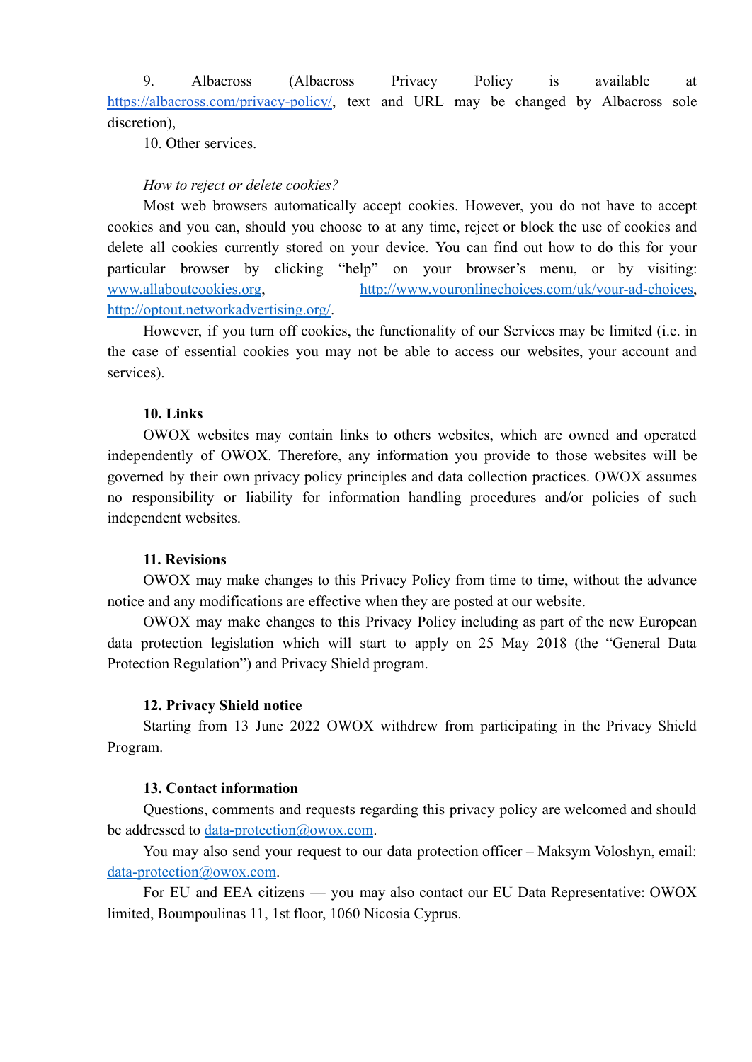9. Albacross (Albacross Privacy Policy is available at https://albacross.com/privacy-policy/, text and URL may be changed by Albacross sole discretion),

10. Other services.

*How to reject or delete cookies?*

Most web browsers automatically accept cookies. However, you do not have to accept cookies and you can, should you choose to at any time, reject or block the use of cookies and delete all cookies currently stored on your device. You can find out how to do this for your particular browser by clicking "help" on your browser's menu, or by visiting: www.allaboutcookies.org, http://www.youronlinechoices.com/uk/your-ad-choices, http://optout.networkadvertising.org/.

However, if you turn off cookies, the functionality of our Services may be limited (i.e. in the case of essential cookies you may not be able to access our websites, your account and services).

**10. Links**

OWOX websites may contain links to others websites, which are owned and operated independently of OWOX. Therefore, any information you provide to those websites will be governed by their own privacy policy principles and data collection practices. OWOX assumes no responsibility or liability for information handling procedures and/or policies of such independent websites.

**11. Revisions**

OWOX may make changes to this Privacy Policy from time to time, without the advance notice and any modifications are effective when they are posted at our website.

OWOX may make changes to this Privacy Policy including as part of the new European data protection legislation which will start to apply on 25 May 2018 (the "General Data Protection Regulation") and Privacy Shield program.

**12. Privacy Shield notice**

Starting from 13 June 2022 OWOX withdrew from participating in the Privacy Shield Program.

**13. Contact information**

Questions, comments and requests regarding this privacy policy are welcomed and should be addressed to data-protection@owox.com.

You may also send your request to our data protection officer – Maksym Voloshyn, email: data-protection@owox.com.

For EU and EEA citizens — you may also contact our EU Data Representative: OWOX limited, Boumpoulinas 11, 1st floor, 1060 Nicosia Cyprus.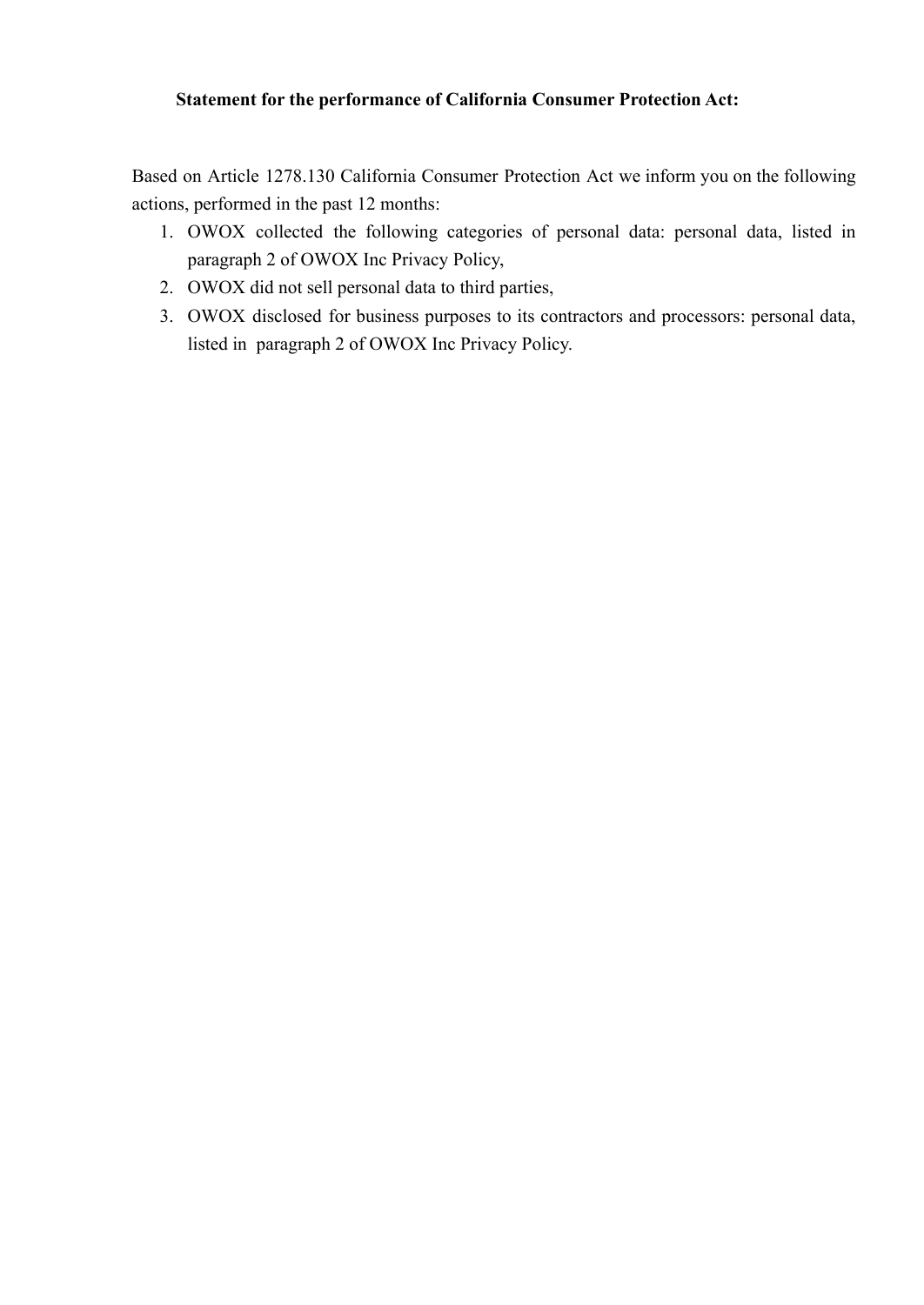**Statement for the performance of California Consumer Protection Act:**

Based on Article 1278.130 California Consumer Protection Act we inform you on the following actions, performed in the past 12 months:

1. OWOX collected the following categories of personal data: personal data, listed in paragraph 2 of OWOX Inc Privacy Policy,
2. OWOX did not sell personal data to third parties,
3. OWOX disclosed for business purposes to its contractors and processors: personal data, listed in paragraph 2 of OWOX Inc Privacy Policy.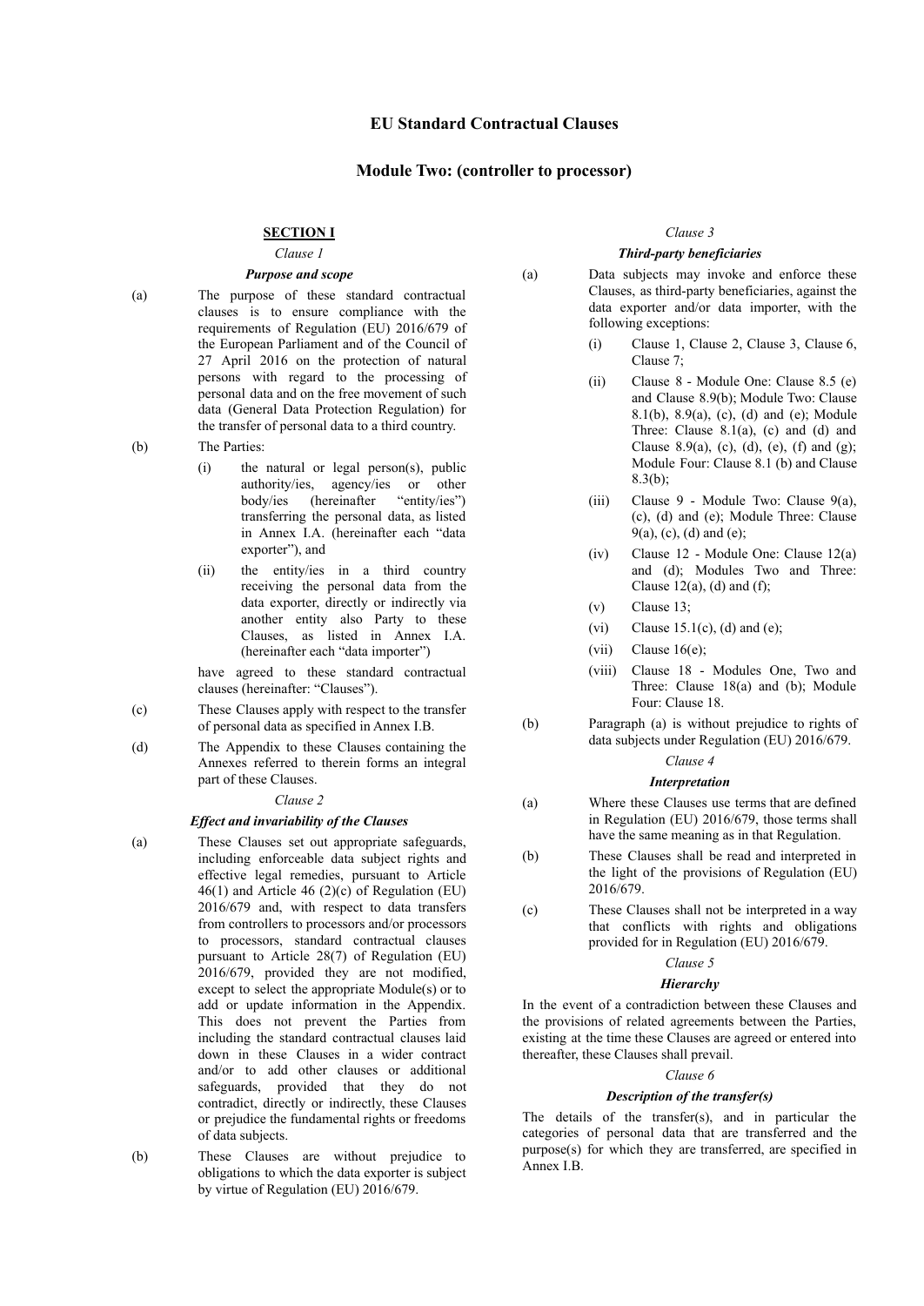# EU Standard Contractual Clauses

## Module Two: (controller to processor)

### SECTION I

*Clause 1*

***Purpose and scope***

(a) The purpose of these standard contractual clauses is to ensure compliance with the requirements of Regulation (EU) 2016/679 of the European Parliament and of the Council of 27 April 2016 on the protection of natural persons with regard to the processing of personal data and on the free movement of such data (General Data Protection Regulation) for the transfer of personal data to a third country.

(b) The Parties:

- (i) the natural or legal person(s), public authority/ies, agency/ies or other body/ies (hereinafter "entity/ies") transferring the personal data, as listed in Annex I.A. (hereinafter each "data exporter"), and
- (ii) the entity/ies in a third country receiving the personal data from the data exporter, directly or indirectly via another entity also Party to these Clauses, as listed in Annex I.A. (hereinafter each "data importer")

have agreed to these standard contractual clauses (hereinafter: "Clauses").

(c) These Clauses apply with respect to the transfer of personal data as specified in Annex I.B.

(d) The Appendix to these Clauses containing the Annexes referred to therein forms an integral part of these Clauses.

*Clause 2*

***Effect and invariability of the Clauses***

(a) These Clauses set out appropriate safeguards, including enforceable data subject rights and effective legal remedies, pursuant to Article 46(1) and Article 46 (2)(c) of Regulation (EU) 2016/679 and, with respect to data transfers from controllers to processors and/or processors to processors, standard contractual clauses pursuant to Article 28(7) of Regulation (EU) 2016/679, provided they are not modified, except to select the appropriate Module(s) or to add or update information in the Appendix. This does not prevent the Parties from including the standard contractual clauses laid down in these Clauses in a wider contract and/or to add other clauses or additional safeguards, provided that they do not contradict, directly or indirectly, these Clauses or prejudice the fundamental rights or freedoms of data subjects.

(b) These Clauses are without prejudice to obligations to which the data exporter is subject by virtue of Regulation (EU) 2016/679.

*Clause 3*

***Third-party beneficiaries***

(a) Data subjects may invoke and enforce these Clauses, as third-party beneficiaries, against the data exporter and/or data importer, with the following exceptions:

- (i) Clause 1, Clause 2, Clause 3, Clause 6, Clause 7;
- (ii) Clause 8 - Module One: Clause 8.5 (e) and Clause 8.9(b); Module Two: Clause 8.1(b), 8.9(a), (c), (d) and (e); Module Three: Clause 8.1(a), (c) and (d) and Clause 8.9(a), (c), (d), (e), (f) and (g); Module Four: Clause 8.1 (b) and Clause 8.3(b);
- (iii) Clause 9 - Module Two: Clause 9(a), (c), (d) and (e); Module Three: Clause 9(a), (c), (d) and (e);
- (iv) Clause 12 - Module One: Clause 12(a) and (d); Modules Two and Three: Clause 12(a), (d) and (f);
- (v) Clause 13;
- (vi) Clause 15.1(c), (d) and (e);
- (vii) Clause 16(e);
- (viii) Clause 18 - Modules One, Two and Three: Clause 18(a) and (b); Module Four: Clause 18.

(b) Paragraph (a) is without prejudice to rights of data subjects under Regulation (EU) 2016/679.

*Clause 4*

***Interpretation***

(a) Where these Clauses use terms that are defined in Regulation (EU) 2016/679, those terms shall have the same meaning as in that Regulation.

(b) These Clauses shall be read and interpreted in the light of the provisions of Regulation (EU) 2016/679.

(c) These Clauses shall not be interpreted in a way that conflicts with rights and obligations provided for in Regulation (EU) 2016/679.

*Clause 5*

***Hierarchy***

In the event of a contradiction between these Clauses and the provisions of related agreements between the Parties, existing at the time these Clauses are agreed or entered into thereafter, these Clauses shall prevail.

*Clause 6*

***Description of the transfer(s)***

The details of the transfer(s), and in particular the categories of personal data that are transferred and the purpose(s) for which they are transferred, are specified in Annex I.B.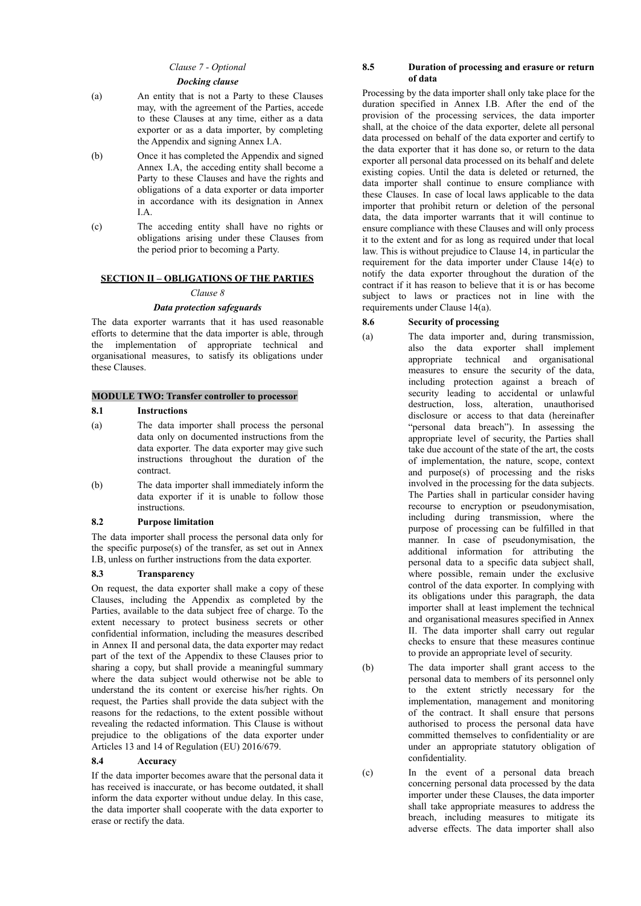*Clause 7 - Optional*

***Docking clause***

(a) An entity that is not a Party to these Clauses may, with the agreement of the Parties, accede to these Clauses at any time, either as a data exporter or as a data importer, by completing the Appendix and signing Annex I.A.

(b) Once it has completed the Appendix and signed Annex I.A, the acceding entity shall become a Party to these Clauses and have the rights and obligations of a data exporter or data importer in accordance with its designation in Annex I.A.

(c) The acceding entity shall have no rights or obligations arising under these Clauses from the period prior to becoming a Party.

## SECTION II – OBLIGATIONS OF THE PARTIES

*Clause 8*

***Data protection safeguards***

The data exporter warrants that it has used reasonable efforts to determine that the data importer is able, through the implementation of appropriate technical and organisational measures, to satisfy its obligations under these Clauses.

**MODULE TWO: Transfer controller to processor**

### 8.1 Instructions

(a) The data importer shall process the personal data only on documented instructions from the data exporter. The data exporter may give such instructions throughout the duration of the contract.

(b) The data importer shall immediately inform the data exporter if it is unable to follow those instructions.

### 8.2 Purpose limitation

The data importer shall process the personal data only for the specific purpose(s) of the transfer, as set out in Annex I.B, unless on further instructions from the data exporter.

### 8.3 Transparency

On request, the data exporter shall make a copy of these Clauses, including the Appendix as completed by the Parties, available to the data subject free of charge. To the extent necessary to protect business secrets or other confidential information, including the measures described in Annex II and personal data, the data exporter may redact part of the text of the Appendix to these Clauses prior to sharing a copy, but shall provide a meaningful summary where the data subject would otherwise not be able to understand the its content or exercise his/her rights. On request, the Parties shall provide the data subject with the reasons for the redactions, to the extent possible without revealing the redacted information. This Clause is without prejudice to the obligations of the data exporter under Articles 13 and 14 of Regulation (EU) 2016/679.

### 8.4 Accuracy

If the data importer becomes aware that the personal data it has received is inaccurate, or has become outdated, it shall inform the data exporter without undue delay. In this case, the data importer shall cooperate with the data exporter to erase or rectify the data.

### 8.5 Duration of processing and erasure or return of data

Processing by the data importer shall only take place for the duration specified in Annex I.B. After the end of the provision of the processing services, the data importer shall, at the choice of the data exporter, delete all personal data processed on behalf of the data exporter and certify to the data exporter that it has done so, or return to the data exporter all personal data processed on its behalf and delete existing copies. Until the data is deleted or returned, the data importer shall continue to ensure compliance with these Clauses. In case of local laws applicable to the data importer that prohibit return or deletion of the personal data, the data importer warrants that it will continue to ensure compliance with these Clauses and will only process it to the extent and for as long as required under that local law. This is without prejudice to Clause 14, in particular the requirement for the data importer under Clause 14(e) to notify the data exporter throughout the duration of the contract if it has reason to believe that it is or has become subject to laws or practices not in line with the requirements under Clause 14(a).

### 8.6 Security of processing

(a) The data importer and, during transmission, also the data exporter shall implement appropriate technical and organisational measures to ensure the security of the data, including protection against a breach of security leading to accidental or unlawful destruction, loss, alteration, unauthorised disclosure or access to that data (hereinafter "personal data breach"). In assessing the appropriate level of security, the Parties shall take due account of the state of the art, the costs of implementation, the nature, scope, context and purpose(s) of processing and the risks involved in the processing for the data subjects. The Parties shall in particular consider having recourse to encryption or pseudonymisation, including during transmission, where the purpose of processing can be fulfilled in that manner. In case of pseudonymisation, the additional information for attributing the personal data to a specific data subject shall, where possible, remain under the exclusive control of the data exporter. In complying with its obligations under this paragraph, the data importer shall at least implement the technical and organisational measures specified in Annex II. The data importer shall carry out regular checks to ensure that these measures continue to provide an appropriate level of security.

(b) The data importer shall grant access to the personal data to members of its personnel only to the extent strictly necessary for the implementation, management and monitoring of the contract. It shall ensure that persons authorised to process the personal data have committed themselves to confidentiality or are under an appropriate statutory obligation of confidentiality.

(c) In the event of a personal data breach concerning personal data processed by the data importer under these Clauses, the data importer shall take appropriate measures to address the breach, including measures to mitigate its adverse effects. The data importer shall also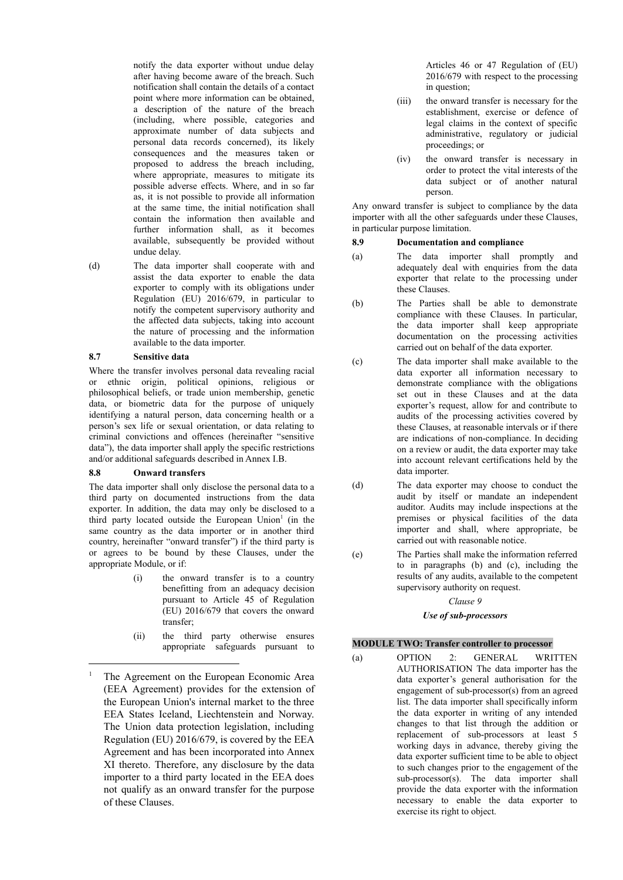notify the data exporter without undue delay after having become aware of the breach. Such notification shall contain the details of a contact point where more information can be obtained, a description of the nature of the breach (including, where possible, categories and approximate number of data subjects and personal data records concerned), its likely consequences and the measures taken or proposed to address the breach including, where appropriate, measures to mitigate its possible adverse effects. Where, and in so far as, it is not possible to provide all information at the same time, the initial notification shall contain the information then available and further information shall, as it becomes available, subsequently be provided without undue delay.

(d) The data importer shall cooperate with and assist the data exporter to enable the data exporter to comply with its obligations under Regulation (EU) 2016/679, in particular to notify the competent supervisory authority and the affected data subjects, taking into account the nature of processing and the information available to the data importer.

### 8.7 Sensitive data

Where the transfer involves personal data revealing racial or ethnic origin, political opinions, religious or philosophical beliefs, or trade union membership, genetic data, or biometric data for the purpose of uniquely identifying a natural person, data concerning health or a person's sex life or sexual orientation, or data relating to criminal convictions and offences (hereinafter "sensitive data"), the data importer shall apply the specific restrictions and/or additional safeguards described in Annex I.B.

### 8.8 Onward transfers

The data importer shall only disclose the personal data to a third party on documented instructions from the data exporter. In addition, the data may only be disclosed to a third party located outside the European Union[1] (in the same country as the data importer or in another third country, hereinafter "onward transfer") if the third party is or agrees to be bound by these Clauses, under the appropriate Module, or if:

(i) the onward transfer is to a country benefitting from an adequacy decision pursuant to Article 45 of Regulation (EU) 2016/679 that covers the onward transfer;

(ii) the third party otherwise ensures appropriate safeguards pursuant to Articles 46 or 47 Regulation of (EU) 2016/679 with respect to the processing in question;

(iii) the onward transfer is necessary for the establishment, exercise or defence of legal claims in the context of specific administrative, regulatory or judicial proceedings; or

(iv) the onward transfer is necessary in order to protect the vital interests of the data subject or of another natural person.

Any onward transfer is subject to compliance by the data importer with all the other safeguards under these Clauses, in particular purpose limitation.

### 8.9 Documentation and compliance

(a) The data importer shall promptly and adequately deal with enquiries from the data exporter that relate to the processing under these Clauses.

(b) The Parties shall be able to demonstrate compliance with these Clauses. In particular, the data importer shall keep appropriate documentation on the processing activities carried out on behalf of the data exporter.

(c) The data importer shall make available to the data exporter all information necessary to demonstrate compliance with the obligations set out in these Clauses and at the data exporter's request, allow for and contribute to audits of the processing activities covered by these Clauses, at reasonable intervals or if there are indications of non-compliance. In deciding on a review or audit, the data exporter may take into account relevant certifications held by the data importer.

(d) The data exporter may choose to conduct the audit by itself or mandate an independent auditor. Audits may include inspections at the premises or physical facilities of the data importer and shall, where appropriate, be carried out with reasonable notice.

(e) The Parties shall make the information referred to in paragraphs (b) and (c), including the results of any audits, available to the competent supervisory authority on request.

*Clause 9*

***Use of sub-processors***

**MODULE TWO: Transfer controller to processor**

(a) OPTION 2: GENERAL WRITTEN AUTHORISATION The data importer has the data exporter's general authorisation for the engagement of sub-processor(s) from an agreed list. The data importer shall specifically inform the data exporter in writing of any intended changes to that list through the addition or replacement of sub-processors at least 5 working days in advance, thereby giving the data exporter sufficient time to be able to object to such changes prior to the engagement of the sub-processor(s). The data importer shall provide the data exporter with the information necessary to enable the data exporter to exercise its right to object.

---

[1] The Agreement on the European Economic Area (EEA Agreement) provides for the extension of the European Union's internal market to the three EEA States Iceland, Liechtenstein and Norway. The Union data protection legislation, including Regulation (EU) 2016/679, is covered by the EEA Agreement and has been incorporated into Annex XI thereto. Therefore, any disclosure by the data importer to a third party located in the EEA does not qualify as an onward transfer for the purpose of these Clauses.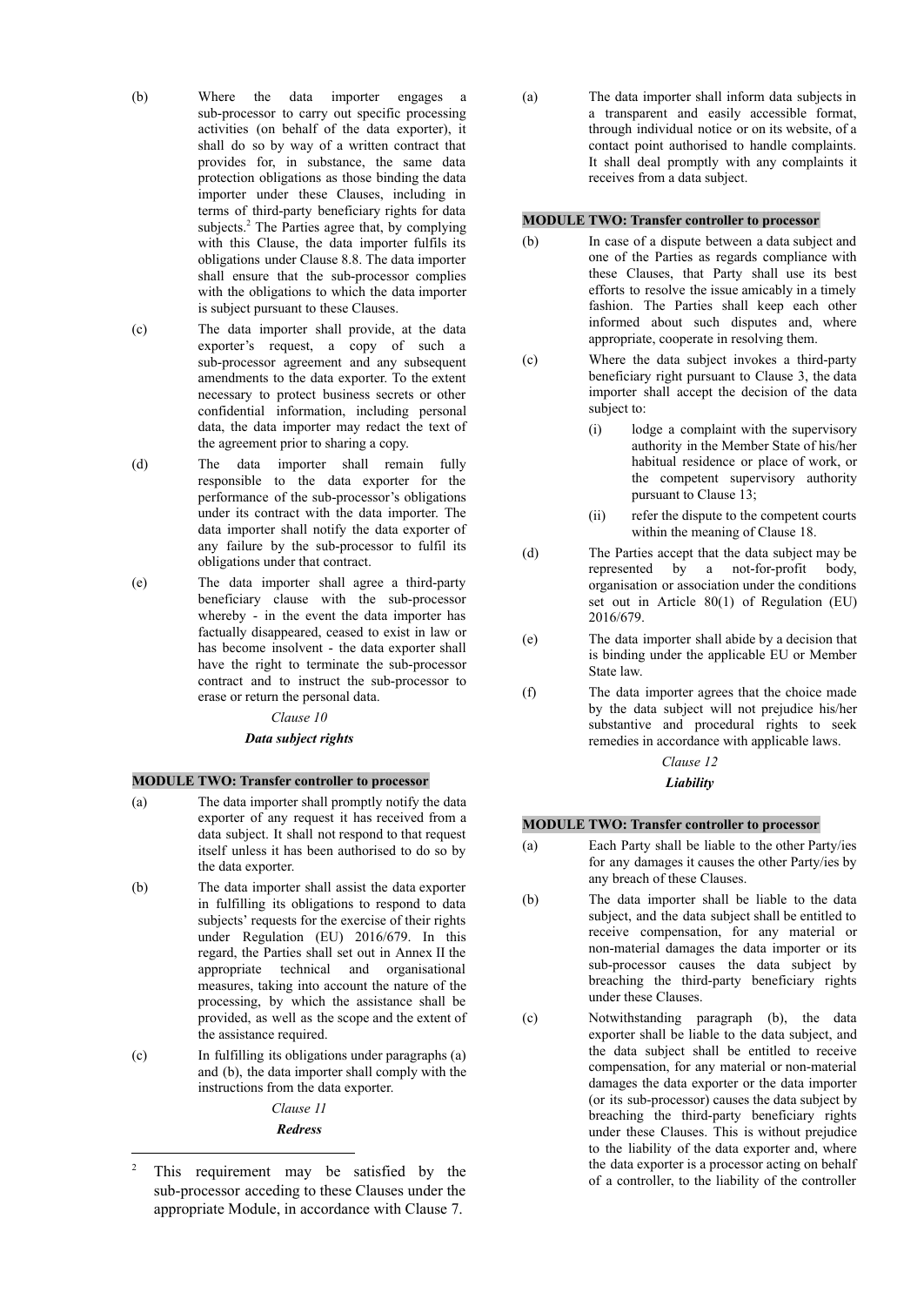(b) Where the data importer engages a sub-processor to carry out specific processing activities (on behalf of the data exporter), it shall do so by way of a written contract that provides for, in substance, the same data protection obligations as those binding the data importer under these Clauses, including in terms of third-party beneficiary rights for data subjects.[2] The Parties agree that, by complying with this Clause, the data importer fulfils its obligations under Clause 8.8. The data importer shall ensure that the sub-processor complies with the obligations to which the data importer is subject pursuant to these Clauses.

(c) The data importer shall provide, at the data exporter's request, a copy of such a sub-processor agreement and any subsequent amendments to the data exporter. To the extent necessary to protect business secrets or other confidential information, including personal data, the data importer may redact the text of the agreement prior to sharing a copy.

(d) The data importer shall remain fully responsible to the data exporter for the performance of the sub-processor's obligations under its contract with the data importer. The data importer shall notify the data exporter of any failure by the sub-processor to fulfil its obligations under that contract.

(e) The data importer shall agree a third-party beneficiary clause with the sub-processor whereby - in the event the data importer has factually disappeared, ceased to exist in law or has become insolvent - the data exporter shall have the right to terminate the sub-processor contract and to instruct the sub-processor to erase or return the personal data.

*Clause 10*

***Data subject rights***

**MODULE TWO: Transfer controller to processor**

(a) The data importer shall promptly notify the data exporter of any request it has received from a data subject. It shall not respond to that request itself unless it has been authorised to do so by the data exporter.

(b) The data importer shall assist the data exporter in fulfilling its obligations to respond to data subjects' requests for the exercise of their rights under Regulation (EU) 2016/679. In this regard, the Parties shall set out in Annex II the appropriate technical and organisational measures, taking into account the nature of the processing, by which the assistance shall be provided, as well as the scope and the extent of the assistance required.

(c) In fulfilling its obligations under paragraphs (a) and (b), the data importer shall comply with the instructions from the data exporter.

*Clause 11*

***Redress***

(a) The data importer shall inform data subjects in a transparent and easily accessible format, through individual notice or on its website, of a contact point authorised to handle complaints. It shall deal promptly with any complaints it receives from a data subject.

**MODULE TWO: Transfer controller to processor**

(b) In case of a dispute between a data subject and one of the Parties as regards compliance with these Clauses, that Party shall use its best efforts to resolve the issue amicably in a timely fashion. The Parties shall keep each other informed about such disputes and, where appropriate, cooperate in resolving them.

(c) Where the data subject invokes a third-party beneficiary right pursuant to Clause 3, the data importer shall accept the decision of the data subject to:

   (i) lodge a complaint with the supervisory authority in the Member State of his/her habitual residence or place of work, or the competent supervisory authority pursuant to Clause 13;

   (ii) refer the dispute to the competent courts within the meaning of Clause 18.

(d) The Parties accept that the data subject may be represented by a not-for-profit body, organisation or association under the conditions set out in Article 80(1) of Regulation (EU) 2016/679.

(e) The data importer shall abide by a decision that is binding under the applicable EU or Member State law.

(f) The data importer agrees that the choice made by the data subject will not prejudice his/her substantive and procedural rights to seek remedies in accordance with applicable laws.

*Clause 12*

***Liability***

**MODULE TWO: Transfer controller to processor**

(a) Each Party shall be liable to the other Party/ies for any damages it causes the other Party/ies by any breach of these Clauses.

(b) The data importer shall be liable to the data subject, and the data subject shall be entitled to receive compensation, for any material or non-material damages the data importer or its sub-processor causes the data subject by breaching the third-party beneficiary rights under these Clauses.

(c) Notwithstanding paragraph (b), the data exporter shall be liable to the data subject, and the data subject shall be entitled to receive compensation, for any material or non-material damages the data exporter or the data importer (or its sub-processor) causes the data subject by breaching the third-party beneficiary rights under these Clauses. This is without prejudice to the liability of the data exporter and, where the data exporter is a processor acting on behalf of a controller, to the liability of the controller

[2] This requirement may be satisfied by the sub-processor acceding to these Clauses under the appropriate Module, in accordance with Clause 7.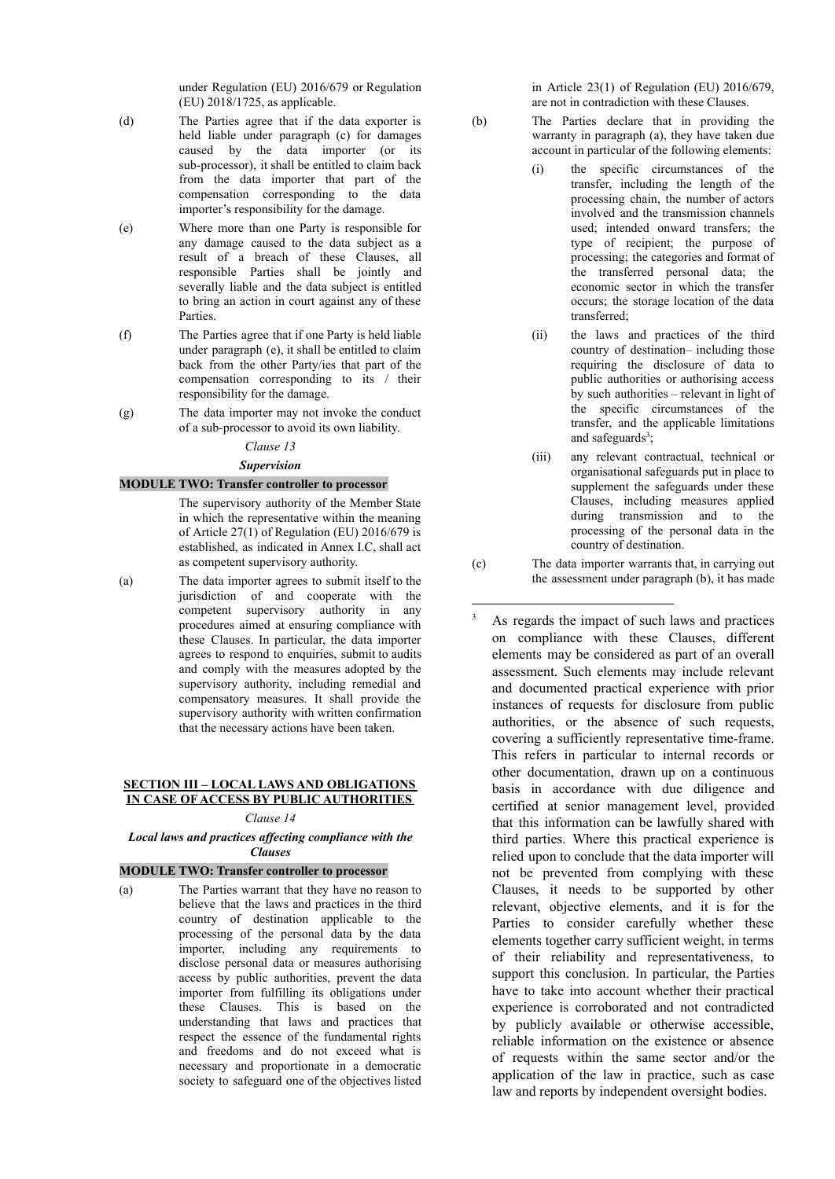under Regulation (EU) 2016/679 or Regulation (EU) 2018/1725, as applicable.

(d) The Parties agree that if the data exporter is held liable under paragraph (c) for damages caused by the data importer (or its sub-processor), it shall be entitled to claim back from the data importer that part of the compensation corresponding to the data importer's responsibility for the damage.

(e) Where more than one Party is responsible for any damage caused to the data subject as a result of a breach of these Clauses, all responsible Parties shall be jointly and severally liable and the data subject is entitled to bring an action in court against any of these Parties.

(f) The Parties agree that if one Party is held liable under paragraph (e), it shall be entitled to claim back from the other Party/ies that part of the compensation corresponding to its / their responsibility for the damage.

(g) The data importer may not invoke the conduct of a sub-processor to avoid its own liability.

*Clause 13*

***Supervision***

**MODULE TWO: Transfer controller to processor**

The supervisory authority of the Member State in which the representative within the meaning of Article 27(1) of Regulation (EU) 2016/679 is established, as indicated in Annex I.C, shall act as competent supervisory authority.

(a) The data importer agrees to submit itself to the jurisdiction of and cooperate with the competent supervisory authority in any procedures aimed at ensuring compliance with these Clauses. In particular, the data importer agrees to respond to enquiries, submit to audits and comply with the measures adopted by the supervisory authority, including remedial and compensatory measures. It shall provide the supervisory authority with written confirmation that the necessary actions have been taken.

## SECTION III – LOCAL LAWS AND OBLIGATIONS IN CASE OF ACCESS BY PUBLIC AUTHORITIES

*Clause 14*

***Local laws and practices affecting compliance with the Clauses***

**MODULE TWO: Transfer controller to processor**

(a) The Parties warrant that they have no reason to believe that the laws and practices in the third country of destination applicable to the processing of the personal data by the data importer, including any requirements to disclose personal data or measures authorising access by public authorities, prevent the data importer from fulfilling its obligations under these Clauses. This is based on the understanding that laws and practices that respect the essence of the fundamental rights and freedoms and do not exceed what is necessary and proportionate in a democratic society to safeguard one of the objectives listed in Article 23(1) of Regulation (EU) 2016/679, are not in contradiction with these Clauses.

(b) The Parties declare that in providing the warranty in paragraph (a), they have taken due account in particular of the following elements:

(i) the specific circumstances of the transfer, including the length of the processing chain, the number of actors involved and the transmission channels used; intended onward transfers; the type of recipient; the purpose of processing; the categories and format of the transferred personal data; the economic sector in which the transfer occurs; the storage location of the data transferred;

(ii) the laws and practices of the third country of destination– including those requiring the disclosure of data to public authorities or authorising access by such authorities – relevant in light of the specific circumstances of the transfer, and the applicable limitations and safeguards[3];

(iii) any relevant contractual, technical or organisational safeguards put in place to supplement the safeguards under these Clauses, including measures applied during transmission and to the processing of the personal data in the country of destination.

(c) The data importer warrants that, in carrying out the assessment under paragraph (b), it has made

---

[3] As regards the impact of such laws and practices on compliance with these Clauses, different elements may be considered as part of an overall assessment. Such elements may include relevant and documented practical experience with prior instances of requests for disclosure from public authorities, or the absence of such requests, covering a sufficiently representative time-frame. This refers in particular to internal records or other documentation, drawn up on a continuous basis in accordance with due diligence and certified at senior management level, provided that this information can be lawfully shared with third parties. Where this practical experience is relied upon to conclude that the data importer will not be prevented from complying with these Clauses, it needs to be supported by other relevant, objective elements, and it is for the Parties to consider carefully whether these elements together carry sufficient weight, in terms of their reliability and representativeness, to support this conclusion. In particular, the Parties have to take into account whether their practical experience is corroborated and not contradicted by publicly available or otherwise accessible, reliable information on the existence or absence of requests within the same sector and/or the application of the law in practice, such as case law and reports by independent oversight bodies.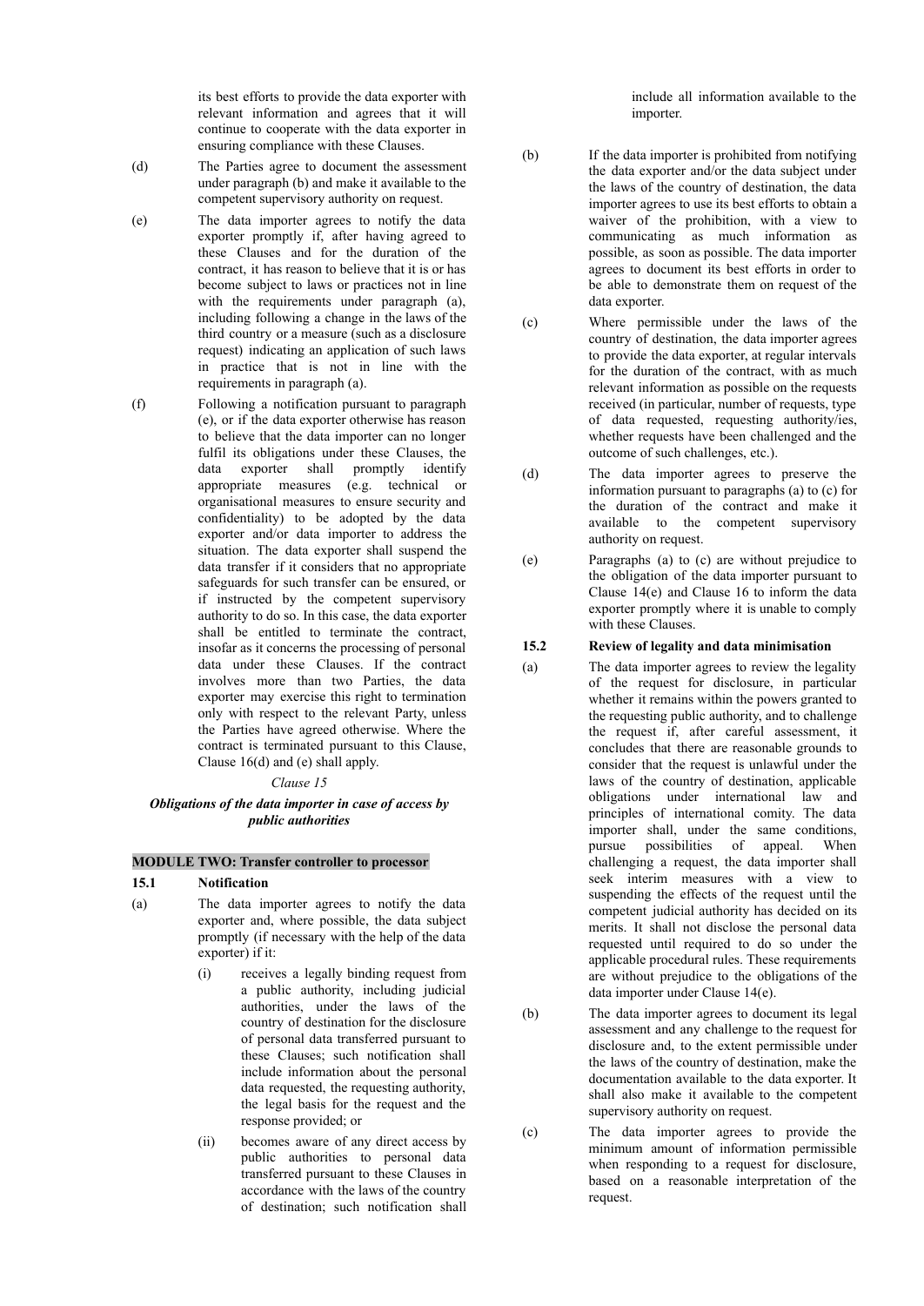its best efforts to provide the data exporter with relevant information and agrees that it will continue to cooperate with the data exporter in ensuring compliance with these Clauses.

(d) The Parties agree to document the assessment under paragraph (b) and make it available to the competent supervisory authority on request.

(e) The data importer agrees to notify the data exporter promptly if, after having agreed to these Clauses and for the duration of the contract, it has reason to believe that it is or has become subject to laws or practices not in line with the requirements under paragraph (a), including following a change in the laws of the third country or a measure (such as a disclosure request) indicating an application of such laws in practice that is not in line with the requirements in paragraph (a).

(f) Following a notification pursuant to paragraph (e), or if the data exporter otherwise has reason to believe that the data importer can no longer fulfil its obligations under these Clauses, the data exporter shall promptly identify appropriate measures (e.g. technical or organisational measures to ensure security and confidentiality) to be adopted by the data exporter and/or data importer to address the situation. The data exporter shall suspend the data transfer if it considers that no appropriate safeguards for such transfer can be ensured, or if instructed by the competent supervisory authority to do so. In this case, the data exporter shall be entitled to terminate the contract, insofar as it concerns the processing of personal data under these Clauses. If the contract involves more than two Parties, the data exporter may exercise this right to termination only with respect to the relevant Party, unless the Parties have agreed otherwise. Where the contract is terminated pursuant to this Clause, Clause 16(d) and (e) shall apply.

*Clause 15*

***Obligations of the data importer in case of access by public authorities***

**MODULE TWO: Transfer controller to processor**

**15.1 Notification**

(a) The data importer agrees to notify the data exporter and, where possible, the data subject promptly (if necessary with the help of the data exporter) if it:

(i) receives a legally binding request from a public authority, including judicial authorities, under the laws of the country of destination for the disclosure of personal data transferred pursuant to these Clauses; such notification shall include information about the personal data requested, the requesting authority, the legal basis for the request and the response provided; or

(ii) becomes aware of any direct access by public authorities to personal data transferred pursuant to these Clauses in accordance with the laws of the country of destination; such notification shall include all information available to the importer.

(b) If the data importer is prohibited from notifying the data exporter and/or the data subject under the laws of the country of destination, the data importer agrees to use its best efforts to obtain a waiver of the prohibition, with a view to communicating as much information as possible, as soon as possible. The data importer agrees to document its best efforts in order to be able to demonstrate them on request of the data exporter.

(c) Where permissible under the laws of the country of destination, the data importer agrees to provide the data exporter, at regular intervals for the duration of the contract, with as much relevant information as possible on the requests received (in particular, number of requests, type of data requested, requesting authority/ies, whether requests have been challenged and the outcome of such challenges, etc.).

(d) The data importer agrees to preserve the information pursuant to paragraphs (a) to (c) for the duration of the contract and make it available to the competent supervisory authority on request.

(e) Paragraphs (a) to (c) are without prejudice to the obligation of the data importer pursuant to Clause 14(e) and Clause 16 to inform the data exporter promptly where it is unable to comply with these Clauses.

**15.2 Review of legality and data minimisation**

(a) The data importer agrees to review the legality of the request for disclosure, in particular whether it remains within the powers granted to the requesting public authority, and to challenge the request if, after careful assessment, it concludes that there are reasonable grounds to consider that the request is unlawful under the laws of the country of destination, applicable obligations under international law and principles of international comity. The data importer shall, under the same conditions, pursue possibilities of appeal. When challenging a request, the data importer shall seek interim measures with a view to suspending the effects of the request until the competent judicial authority has decided on its merits. It shall not disclose the personal data requested until required to do so under the applicable procedural rules. These requirements are without prejudice to the obligations of the data importer under Clause 14(e).

(b) The data importer agrees to document its legal assessment and any challenge to the request for disclosure and, to the extent permissible under the laws of the country of destination, make the documentation available to the data exporter. It shall also make it available to the competent supervisory authority on request.

(c) The data importer agrees to provide the minimum amount of information permissible when responding to a request for disclosure, based on a reasonable interpretation of the request.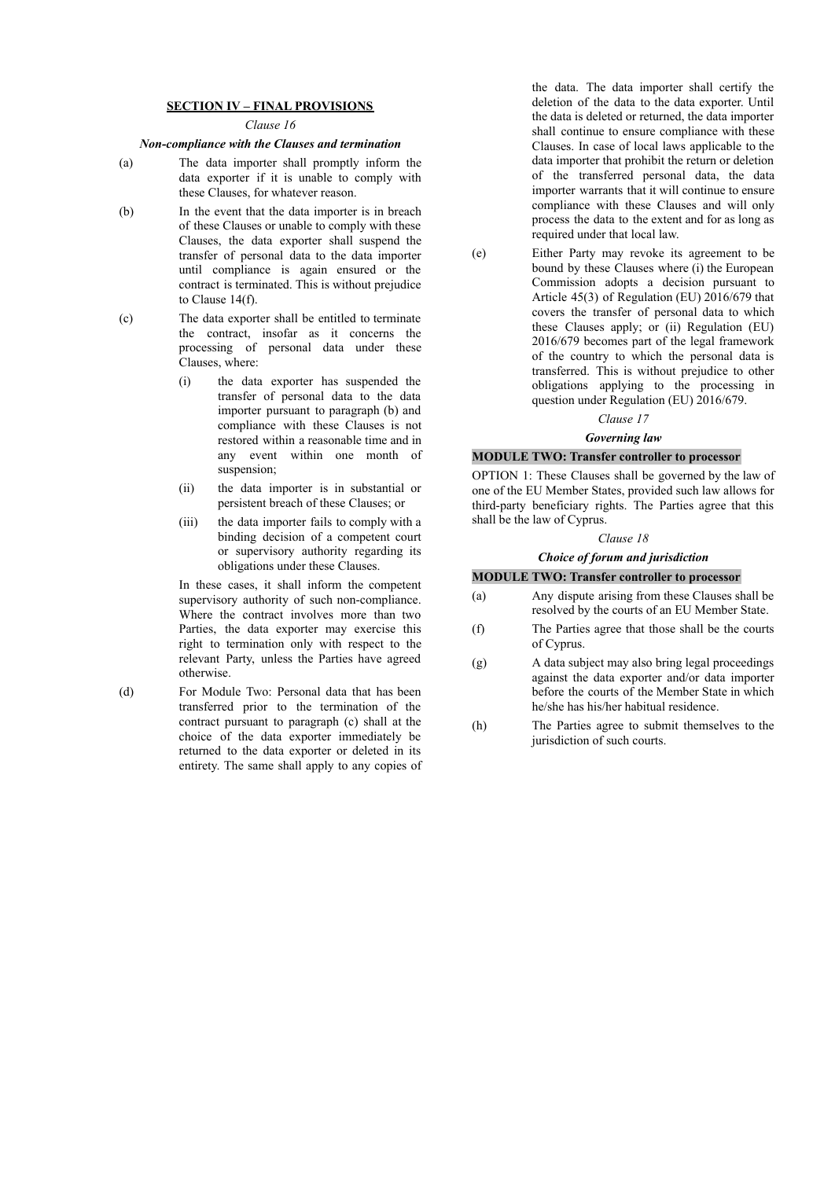## SECTION IV – FINAL PROVISIONS

*Clause 16*

***Non-compliance with the Clauses and termination***

(a) The data importer shall promptly inform the data exporter if it is unable to comply with these Clauses, for whatever reason.

(b) In the event that the data importer is in breach of these Clauses or unable to comply with these Clauses, the data exporter shall suspend the transfer of personal data to the data importer until compliance is again ensured or the contract is terminated. This is without prejudice to Clause 14(f).

(c) The data exporter shall be entitled to terminate the contract, insofar as it concerns the processing of personal data under these Clauses, where:

   (i) the data exporter has suspended the transfer of personal data to the data importer pursuant to paragraph (b) and compliance with these Clauses is not restored within a reasonable time and in any event within one month of suspension;

   (ii) the data importer is in substantial or persistent breach of these Clauses; or

   (iii) the data importer fails to comply with a binding decision of a competent court or supervisory authority regarding its obligations under these Clauses.

   In these cases, it shall inform the competent supervisory authority of such non-compliance. Where the contract involves more than two Parties, the data exporter may exercise this right to termination only with respect to the relevant Party, unless the Parties have agreed otherwise.

(d) For Module Two: Personal data that has been transferred prior to the termination of the contract pursuant to paragraph (c) shall at the choice of the data exporter immediately be returned to the data exporter or deleted in its entirety. The same shall apply to any copies of the data. The data importer shall certify the deletion of the data to the data exporter. Until the data is deleted or returned, the data importer shall continue to ensure compliance with these Clauses. In case of local laws applicable to the data importer that prohibit the return or deletion of the transferred personal data, the data importer warrants that it will continue to ensure compliance with these Clauses and will only process the data to the extent and for as long as required under that local law.

(e) Either Party may revoke its agreement to be bound by these Clauses where (i) the European Commission adopts a decision pursuant to Article 45(3) of Regulation (EU) 2016/679 that covers the transfer of personal data to which these Clauses apply; or (ii) Regulation (EU) 2016/679 becomes part of the legal framework of the country to which the personal data is transferred. This is without prejudice to other obligations applying to the processing in question under Regulation (EU) 2016/679.

*Clause 17*

***Governing law***

**MODULE TWO: Transfer controller to processor**

OPTION 1: These Clauses shall be governed by the law of one of the EU Member States, provided such law allows for third-party beneficiary rights. The Parties agree that this shall be the law of Cyprus.

*Clause 18*

***Choice of forum and jurisdiction***

**MODULE TWO: Transfer controller to processor**

(a) Any dispute arising from these Clauses shall be resolved by the courts of an EU Member State.

(f) The Parties agree that those shall be the courts of Cyprus.

(g) A data subject may also bring legal proceedings against the data exporter and/or data importer before the courts of the Member State in which he/she has his/her habitual residence.

(h) The Parties agree to submit themselves to the jurisdiction of such courts.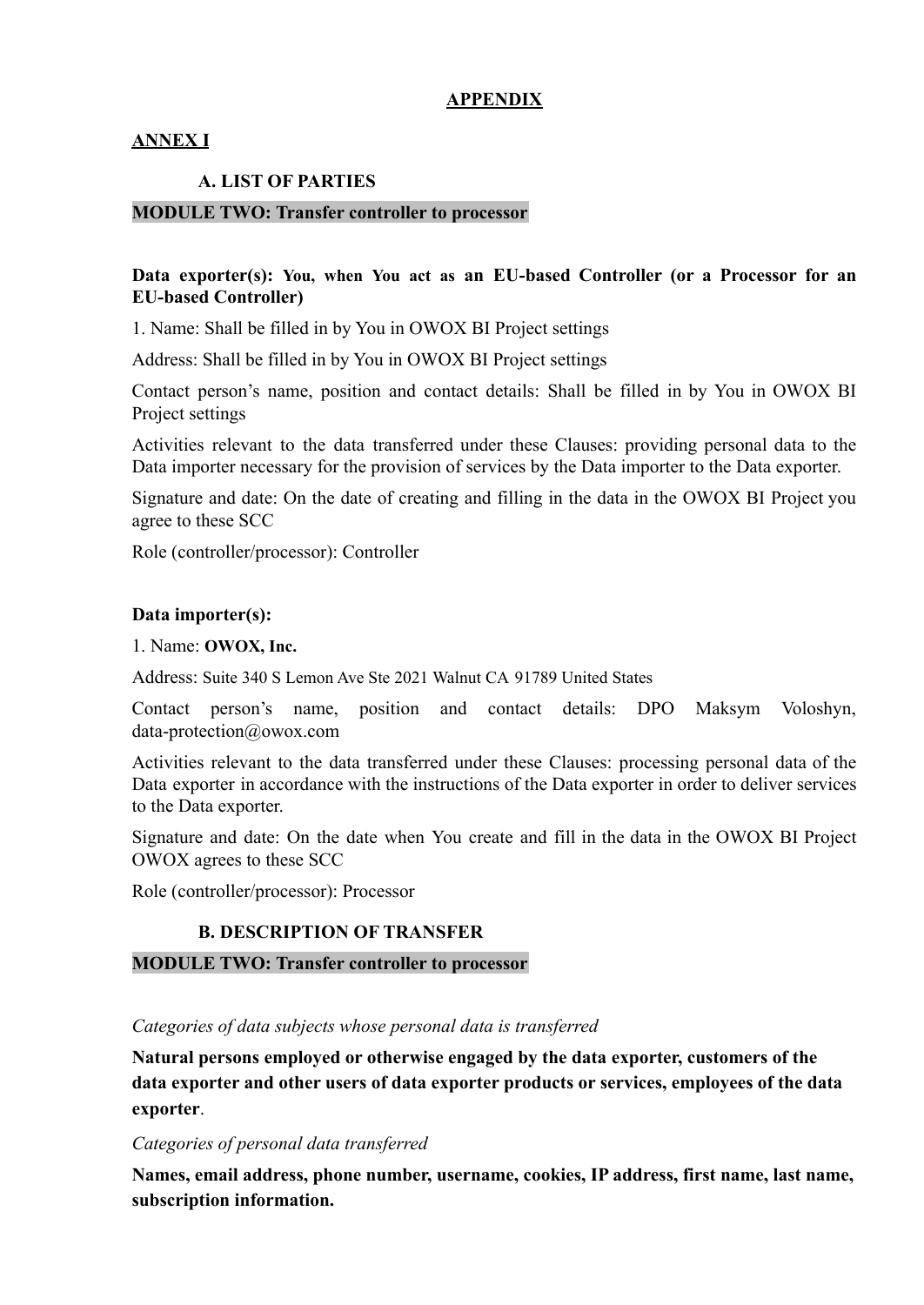**APPENDIX**

**ANNEX I**

**A. LIST OF PARTIES**

**MODULE TWO: Transfer controller to processor**

**Data exporter(s): You, when You act as an EU-based Controller (or a Processor for an EU-based Controller)**

1. Name: Shall be filled in by You in OWOX BI Project settings

Address: Shall be filled in by You in OWOX BI Project settings

Contact person's name, position and contact details: Shall be filled in by You in OWOX BI Project settings

Activities relevant to the data transferred under these Clauses: providing personal data to the Data importer necessary for the provision of services by the Data importer to the Data exporter.

Signature and date: On the date of creating and filling in the data in the OWOX BI Project you agree to these SCC

Role (controller/processor): Controller

**Data importer(s):**

1. Name: **OWOX, Inc.**

Address: Suite 340 S Lemon Ave Ste 2021 Walnut CA 91789 United States

Contact person's name, position and contact details: DPO Maksym Voloshyn, data-protection@owox.com

Activities relevant to the data transferred under these Clauses: processing personal data of the Data exporter in accordance with the instructions of the Data exporter in order to deliver services to the Data exporter.

Signature and date: On the date when You create and fill in the data in the OWOX BI Project OWOX agrees to these SCC

Role (controller/processor): Processor

**B. DESCRIPTION OF TRANSFER**

**MODULE TWO: Transfer controller to processor**

*Categories of data subjects whose personal data is transferred*

**Natural persons employed or otherwise engaged by the data exporter, customers of the data exporter and other users of data exporter products or services, employees of the data exporter**.

*Categories of personal data transferred*

**Names, email address, phone number, username, cookies, IP address, first name, last name, subscription information.**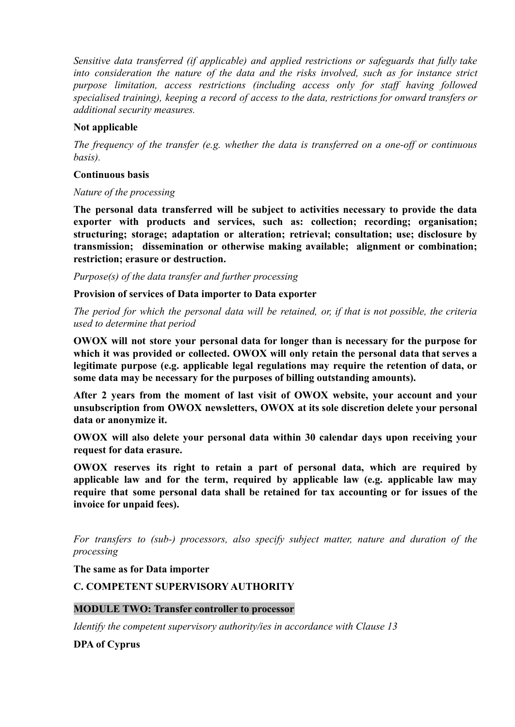*Sensitive data transferred (if applicable) and applied restrictions or safeguards that fully take into consideration the nature of the data and the risks involved, such as for instance strict purpose limitation, access restrictions (including access only for staff having followed specialised training), keeping a record of access to the data, restrictions for onward transfers or additional security measures.*

**Not applicable**

*The frequency of the transfer (e.g. whether the data is transferred on a one-off or continuous basis).*

**Continuous basis**

*Nature of the processing*

**The personal data transferred will be subject to activities necessary to provide the data exporter with products and services, such as: collection; recording; organisation; structuring; storage; adaptation or alteration; retrieval; consultation; use; disclosure by transmission; dissemination or otherwise making available; alignment or combination; restriction; erasure or destruction.**

*Purpose(s) of the data transfer and further processing*

**Provision of services of Data importer to Data exporter**

*The period for which the personal data will be retained, or, if that is not possible, the criteria used to determine that period*

**OWOX will not store your personal data for longer than is necessary for the purpose for which it was provided or collected. OWOX will only retain the personal data that serves a legitimate purpose (e.g. applicable legal regulations may require the retention of data, or some data may be necessary for the purposes of billing outstanding amounts).**

**After 2 years from the moment of last visit of OWOX website, your account and your unsubscription from OWOX newsletters, OWOX at its sole discretion delete your personal data or anonymize it.**

**OWOX will also delete your personal data within 30 calendar days upon receiving your request for data erasure.**

**OWOX reserves its right to retain a part of personal data, which are required by applicable law and for the term, required by applicable law (e.g. applicable law may require that some personal data shall be retained for tax accounting or for issues of the invoice for unpaid fees).**

*For transfers to (sub-) processors, also specify subject matter, nature and duration of the processing*

**The same as for Data importer**

**C. COMPETENT SUPERVISORY AUTHORITY**

**MODULE TWO: Transfer controller to processor**

*Identify the competent supervisory authority/ies in accordance with Clause 13*

**DPA of Cyprus**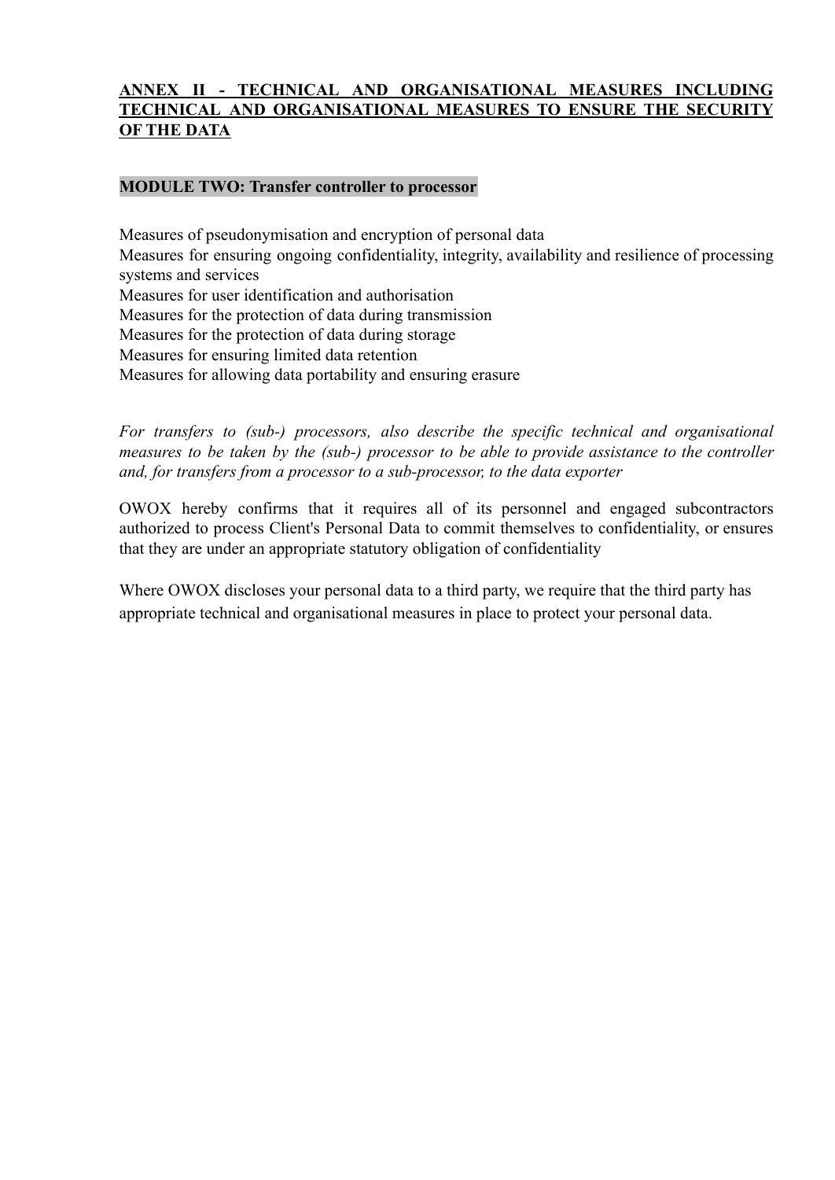## ANNEX II - TECHNICAL AND ORGANISATIONAL MEASURES INCLUDING TECHNICAL AND ORGANISATIONAL MEASURES TO ENSURE THE SECURITY OF THE DATA

**MODULE TWO: Transfer controller to processor**

Measures of pseudonymisation and encryption of personal data
Measures for ensuring ongoing confidentiality, integrity, availability and resilience of processing systems and services
Measures for user identification and authorisation
Measures for the protection of data during transmission
Measures for the protection of data during storage
Measures for ensuring limited data retention
Measures for allowing data portability and ensuring erasure

*For transfers to (sub-) processors, also describe the specific technical and organisational measures to be taken by the (sub-) processor to be able to provide assistance to the controller and, for transfers from a processor to a sub-processor, to the data exporter*

OWOX hereby confirms that it requires all of its personnel and engaged subcontractors authorized to process Client's Personal Data to commit themselves to confidentiality, or ensures that they are under an appropriate statutory obligation of confidentiality

Where OWOX discloses your personal data to a third party, we require that the third party has appropriate technical and organisational measures in place to protect your personal data.